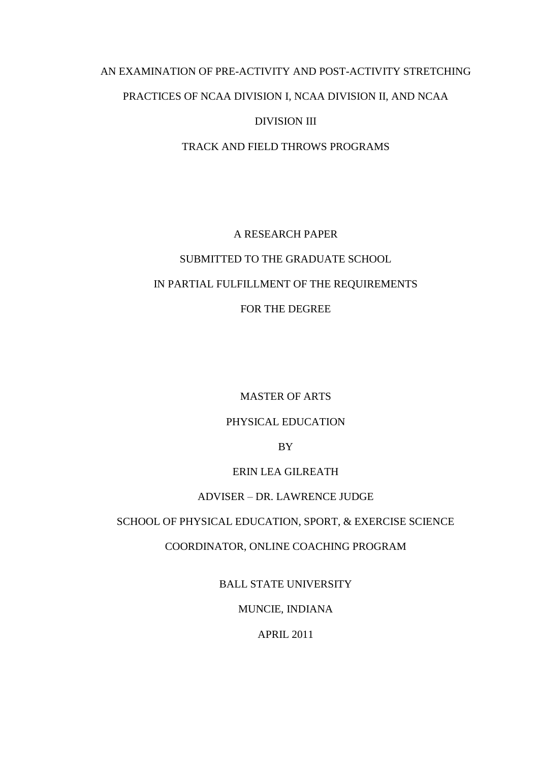# AN EXAMINATION OF PRE-ACTIVITY AND POST-ACTIVITY STRETCHING PRACTICES OF NCAA DIVISION I, NCAA DIVISION II, AND NCAA DIVISION III

# TRACK AND FIELD THROWS PROGRAMS

A RESEARCH PAPER

SUBMITTED TO THE GRADUATE SCHOOL

IN PARTIAL FULFILLMENT OF THE REQUIREMENTS

FOR THE DEGREE

MASTER OF ARTS

PHYSICAL EDUCATION

BY

ERIN LEA GILREATH

ADVISER – DR. LAWRENCE JUDGE

SCHOOL OF PHYSICAL EDUCATION, SPORT, & EXERCISE SCIENCE

COORDINATOR, ONLINE COACHING PROGRAM

BALL STATE UNIVERSITY

MUNCIE, INDIANA

APRIL 2011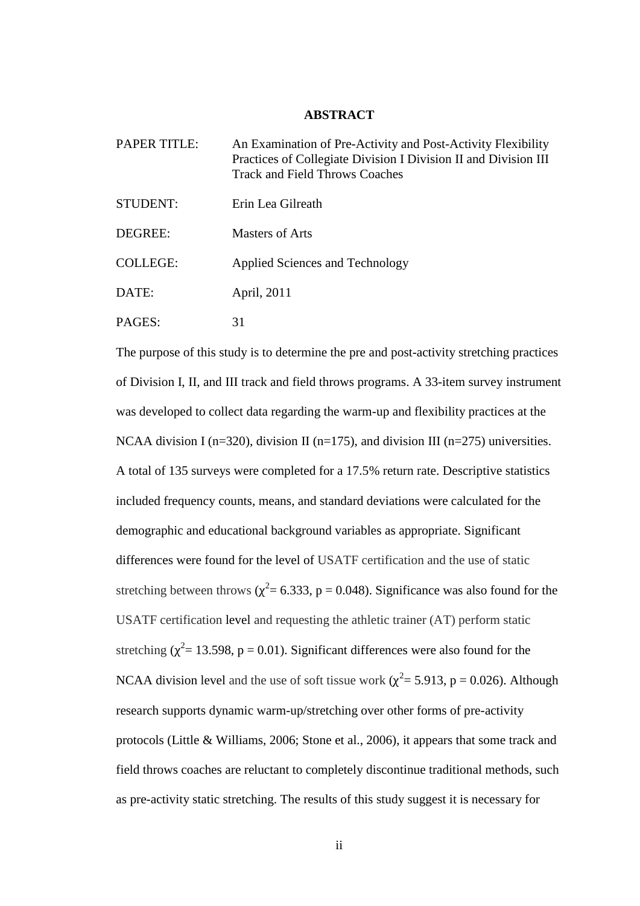# ABSTRACT

| | |
|---|---|
| PAPER TITLE: | An Examination of Pre-Activity and Post-Activity Flexibility Practices of Collegiate Division I Division II and Division III Track and Field Throws Coaches |
| STUDENT: | Erin Lea Gilreath |
| DEGREE: | Masters of Arts |
| COLLEGE: | Applied Sciences and Technology |
| DATE: | April, 2011 |
| PAGES: | 31 |

The purpose of this study is to determine the pre and post-activity stretching practices of Division I, II, and III track and field throws programs. A 33-item survey instrument was developed to collect data regarding the warm-up and flexibility practices at the NCAA division I (n=320), division II (n=175), and division III (n=275) universities. A total of 135 surveys were completed for a 17.5% return rate. Descriptive statistics included frequency counts, means, and standard deviations were calculated for the demographic and educational background variables as appropriate. Significant differences were found for the level of USATF certification and the use of static stretching between throws ($\chi^2$= 6.333, p = 0.048). Significance was also found for the USATF certification level and requesting the athletic trainer (AT) perform static stretching ($\chi^2$= 13.598, p = 0.01). Significant differences were also found for the NCAA division level and the use of soft tissue work ($\chi^2$= 5.913, p = 0.026). Although research supports dynamic warm-up/stretching over other forms of pre-activity protocols (Little & Williams, 2006; Stone et al., 2006), it appears that some track and field throws coaches are reluctant to completely discontinue traditional methods, such as pre-activity static stretching. The results of this study suggest it is necessary for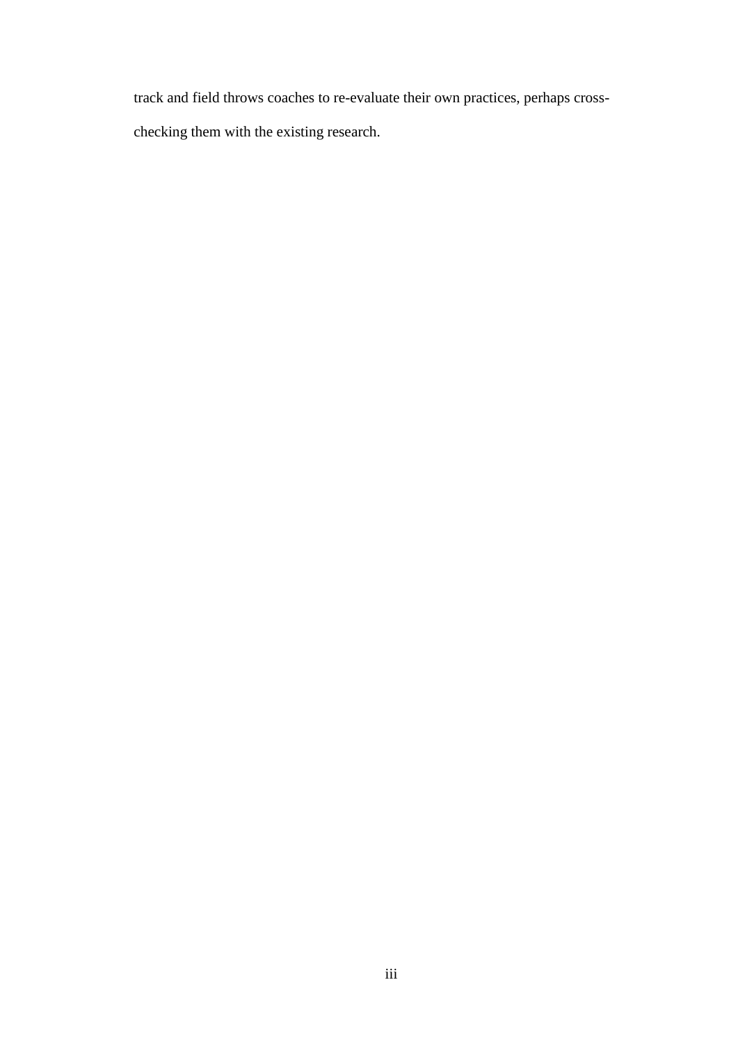track and field throws coaches to re-evaluate their own practices, perhaps cross-checking them with the existing research.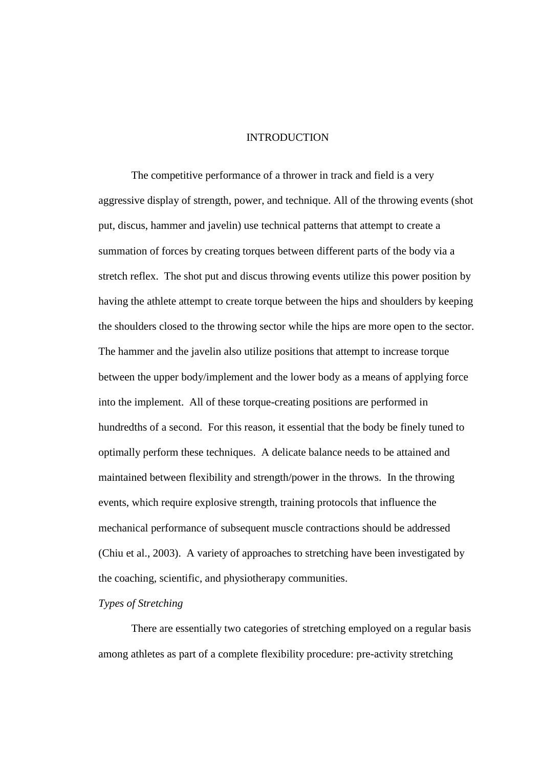# INTRODUCTION

The competitive performance of a thrower in track and field is a very aggressive display of strength, power, and technique. All of the throwing events (shot put, discus, hammer and javelin) use technical patterns that attempt to create a summation of forces by creating torques between different parts of the body via a stretch reflex. The shot put and discus throwing events utilize this power position by having the athlete attempt to create torque between the hips and shoulders by keeping the shoulders closed to the throwing sector while the hips are more open to the sector. The hammer and the javelin also utilize positions that attempt to increase torque between the upper body/implement and the lower body as a means of applying force into the implement. All of these torque-creating positions are performed in hundredths of a second. For this reason, it essential that the body be finely tuned to optimally perform these techniques. A delicate balance needs to be attained and maintained between flexibility and strength/power in the throws. In the throwing events, which require explosive strength, training protocols that influence the mechanical performance of subsequent muscle contractions should be addressed (Chiu et al., 2003). A variety of approaches to stretching have been investigated by the coaching, scientific, and physiotherapy communities.

*Types of Stretching*

There are essentially two categories of stretching employed on a regular basis among athletes as part of a complete flexibility procedure: pre-activity stretching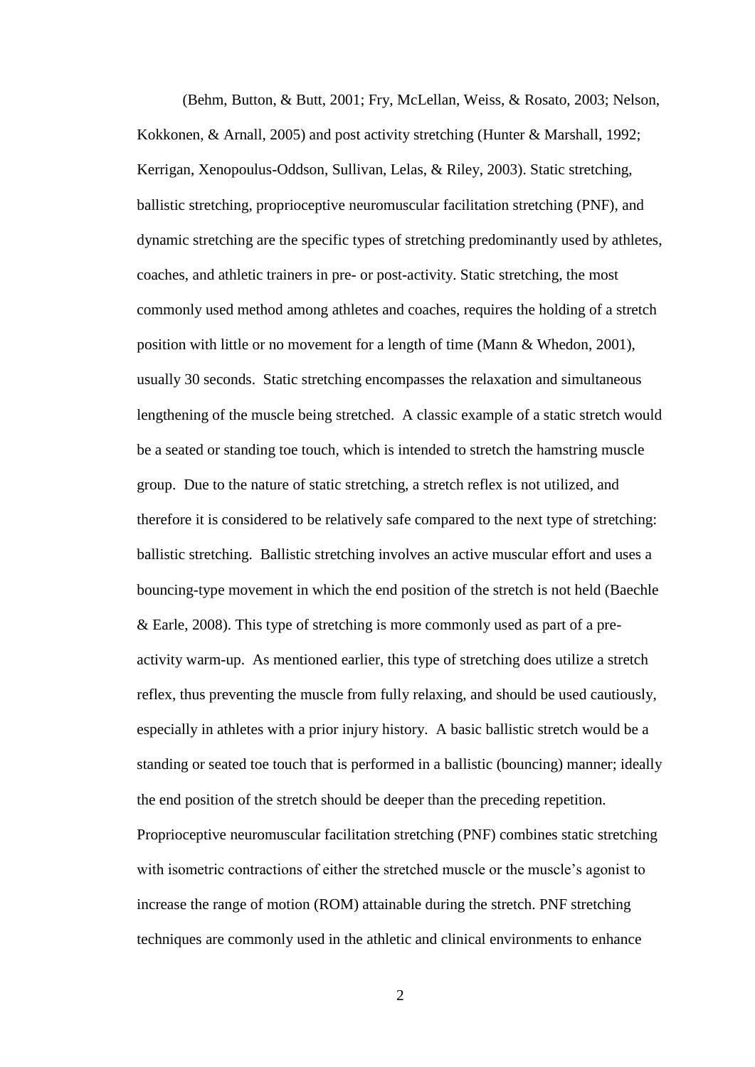(Behm, Button, & Butt, 2001; Fry, McLellan, Weiss, & Rosato, 2003; Nelson, Kokkonen, & Arnall, 2005) and post activity stretching (Hunter & Marshall, 1992; Kerrigan, Xenopoulus-Oddson, Sullivan, Lelas, & Riley, 2003). Static stretching, ballistic stretching, proprioceptive neuromuscular facilitation stretching (PNF), and dynamic stretching are the specific types of stretching predominantly used by athletes, coaches, and athletic trainers in pre- or post-activity. Static stretching, the most commonly used method among athletes and coaches, requires the holding of a stretch position with little or no movement for a length of time (Mann & Whedon, 2001), usually 30 seconds. Static stretching encompasses the relaxation and simultaneous lengthening of the muscle being stretched. A classic example of a static stretch would be a seated or standing toe touch, which is intended to stretch the hamstring muscle group. Due to the nature of static stretching, a stretch reflex is not utilized, and therefore it is considered to be relatively safe compared to the next type of stretching: ballistic stretching. Ballistic stretching involves an active muscular effort and uses a bouncing-type movement in which the end position of the stretch is not held (Baechle & Earle, 2008). This type of stretching is more commonly used as part of a pre-activity warm-up. As mentioned earlier, this type of stretching does utilize a stretch reflex, thus preventing the muscle from fully relaxing, and should be used cautiously, especially in athletes with a prior injury history. A basic ballistic stretch would be a standing or seated toe touch that is performed in a ballistic (bouncing) manner; ideally the end position of the stretch should be deeper than the preceding repetition. Proprioceptive neuromuscular facilitation stretching (PNF) combines static stretching with isometric contractions of either the stretched muscle or the muscle's agonist to increase the range of motion (ROM) attainable during the stretch. PNF stretching techniques are commonly used in the athletic and clinical environments to enhance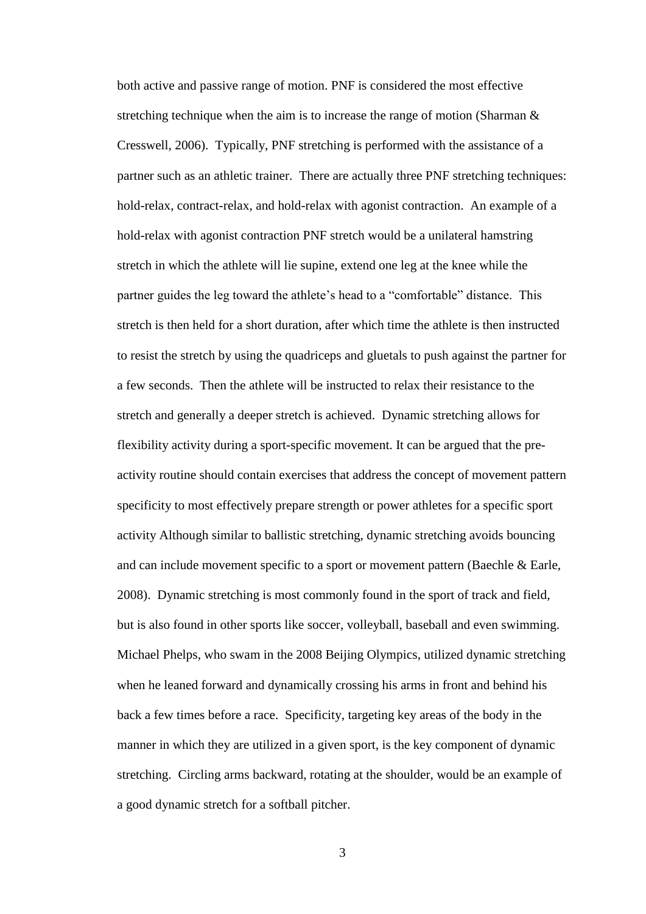both active and passive range of motion. PNF is considered the most effective stretching technique when the aim is to increase the range of motion (Sharman & Cresswell, 2006). Typically, PNF stretching is performed with the assistance of a partner such as an athletic trainer. There are actually three PNF stretching techniques: hold-relax, contract-relax, and hold-relax with agonist contraction. An example of a hold-relax with agonist contraction PNF stretch would be a unilateral hamstring stretch in which the athlete will lie supine, extend one leg at the knee while the partner guides the leg toward the athlete's head to a "comfortable" distance. This stretch is then held for a short duration, after which time the athlete is then instructed to resist the stretch by using the quadriceps and gluetals to push against the partner for a few seconds. Then the athlete will be instructed to relax their resistance to the stretch and generally a deeper stretch is achieved. Dynamic stretching allows for flexibility activity during a sport-specific movement. It can be argued that the pre-activity routine should contain exercises that address the concept of movement pattern specificity to most effectively prepare strength or power athletes for a specific sport activity Although similar to ballistic stretching, dynamic stretching avoids bouncing and can include movement specific to a sport or movement pattern (Baechle & Earle, 2008). Dynamic stretching is most commonly found in the sport of track and field, but is also found in other sports like soccer, volleyball, baseball and even swimming. Michael Phelps, who swam in the 2008 Beijing Olympics, utilized dynamic stretching when he leaned forward and dynamically crossing his arms in front and behind his back a few times before a race. Specificity, targeting key areas of the body in the manner in which they are utilized in a given sport, is the key component of dynamic stretching. Circling arms backward, rotating at the shoulder, would be an example of a good dynamic stretch for a softball pitcher.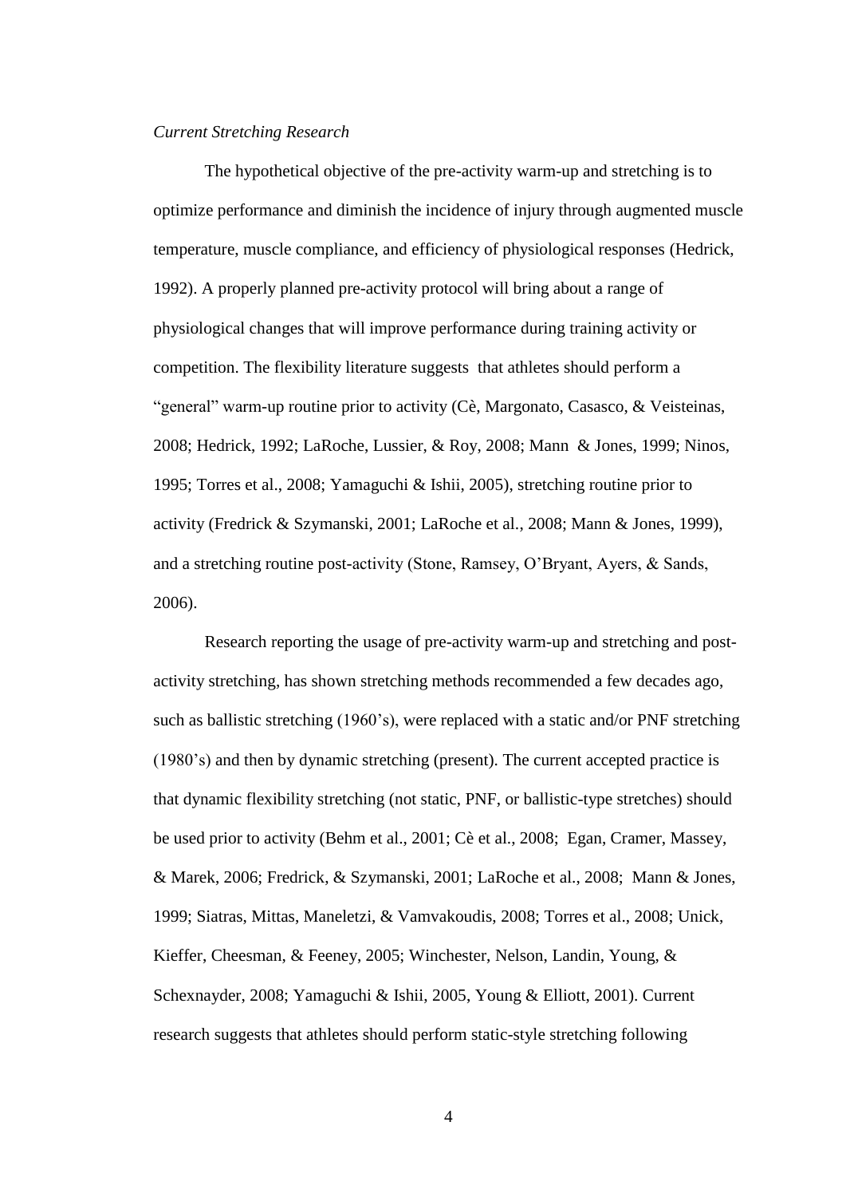*Current Stretching Research*

The hypothetical objective of the pre-activity warm-up and stretching is to optimize performance and diminish the incidence of injury through augmented muscle temperature, muscle compliance, and efficiency of physiological responses (Hedrick, 1992). A properly planned pre-activity protocol will bring about a range of physiological changes that will improve performance during training activity or competition. The flexibility literature suggests that athletes should perform a "general" warm-up routine prior to activity (Cè, Margonato, Casasco, & Veisteinas, 2008; Hedrick, 1992; LaRoche, Lussier, & Roy, 2008; Mann & Jones, 1999; Ninos, 1995; Torres et al., 2008; Yamaguchi & Ishii, 2005), stretching routine prior to activity (Fredrick & Szymanski, 2001; LaRoche et al., 2008; Mann & Jones, 1999), and a stretching routine post-activity (Stone, Ramsey, O'Bryant, Ayers, & Sands, 2006).

Research reporting the usage of pre-activity warm-up and stretching and post-activity stretching, has shown stretching methods recommended a few decades ago, such as ballistic stretching (1960's), were replaced with a static and/or PNF stretching (1980's) and then by dynamic stretching (present). The current accepted practice is that dynamic flexibility stretching (not static, PNF, or ballistic-type stretches) should be used prior to activity (Behm et al., 2001; Cè et al., 2008; Egan, Cramer, Massey, & Marek, 2006; Fredrick, & Szymanski, 2001; LaRoche et al., 2008; Mann & Jones, 1999; Siatras, Mittas, Maneletzi, & Vamvakoudis, 2008; Torres et al., 2008; Unick, Kieffer, Cheesman, & Feeney, 2005; Winchester, Nelson, Landin, Young, & Schexnayder, 2008; Yamaguchi & Ishii, 2005, Young & Elliott, 2001). Current research suggests that athletes should perform static-style stretching following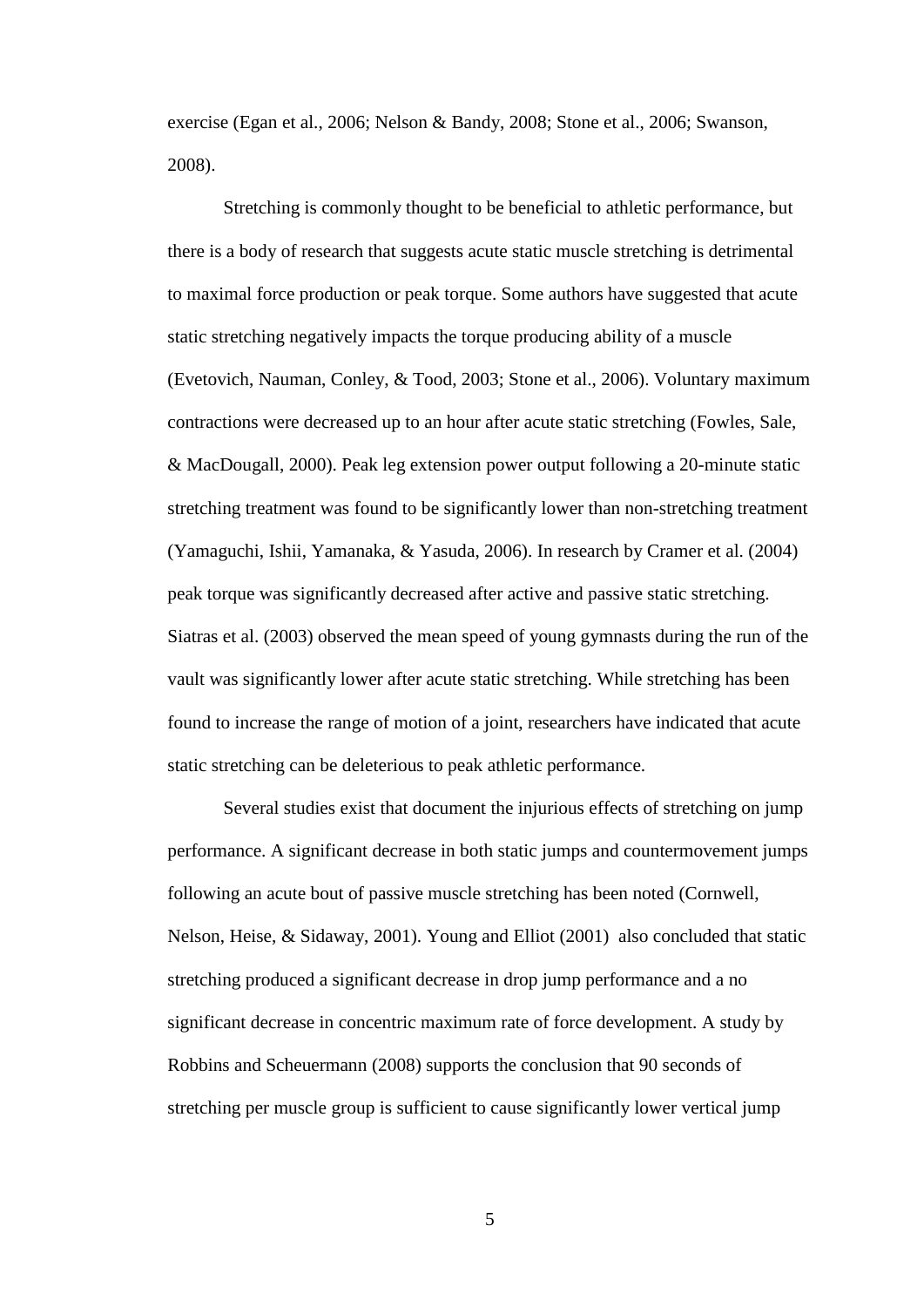exercise (Egan et al., 2006; Nelson & Bandy, 2008; Stone et al., 2006; Swanson, 2008).

Stretching is commonly thought to be beneficial to athletic performance, but there is a body of research that suggests acute static muscle stretching is detrimental to maximal force production or peak torque. Some authors have suggested that acute static stretching negatively impacts the torque producing ability of a muscle (Evetovich, Nauman, Conley, & Tood, 2003; Stone et al., 2006). Voluntary maximum contractions were decreased up to an hour after acute static stretching (Fowles, Sale, & MacDougall, 2000). Peak leg extension power output following a 20-minute static stretching treatment was found to be significantly lower than non-stretching treatment (Yamaguchi, Ishii, Yamanaka, & Yasuda, 2006). In research by Cramer et al. (2004) peak torque was significantly decreased after active and passive static stretching. Siatras et al. (2003) observed the mean speed of young gymnasts during the run of the vault was significantly lower after acute static stretching. While stretching has been found to increase the range of motion of a joint, researchers have indicated that acute static stretching can be deleterious to peak athletic performance.

Several studies exist that document the injurious effects of stretching on jump performance. A significant decrease in both static jumps and countermovement jumps following an acute bout of passive muscle stretching has been noted (Cornwell, Nelson, Heise, & Sidaway, 2001). Young and Elliot (2001) also concluded that static stretching produced a significant decrease in drop jump performance and a no significant decrease in concentric maximum rate of force development. A study by Robbins and Scheuermann (2008) supports the conclusion that 90 seconds of stretching per muscle group is sufficient to cause significantly lower vertical jump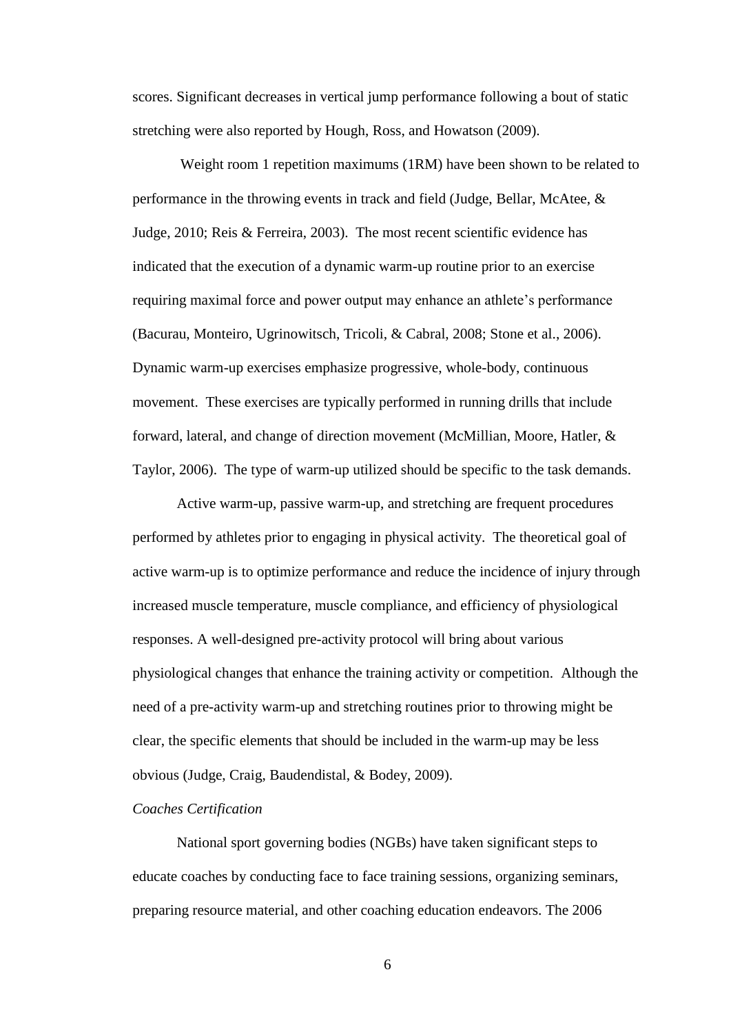scores. Significant decreases in vertical jump performance following a bout of static stretching were also reported by Hough, Ross, and Howatson (2009).

Weight room 1 repetition maximums (1RM) have been shown to be related to performance in the throwing events in track and field (Judge, Bellar, McAtee, & Judge, 2010; Reis & Ferreira, 2003). The most recent scientific evidence has indicated that the execution of a dynamic warm-up routine prior to an exercise requiring maximal force and power output may enhance an athlete's performance (Bacurau, Monteiro, Ugrinowitsch, Tricoli, & Cabral, 2008; Stone et al., 2006). Dynamic warm-up exercises emphasize progressive, whole-body, continuous movement. These exercises are typically performed in running drills that include forward, lateral, and change of direction movement (McMillian, Moore, Hatler, & Taylor, 2006). The type of warm-up utilized should be specific to the task demands.

Active warm-up, passive warm-up, and stretching are frequent procedures performed by athletes prior to engaging in physical activity. The theoretical goal of active warm-up is to optimize performance and reduce the incidence of injury through increased muscle temperature, muscle compliance, and efficiency of physiological responses. A well-designed pre-activity protocol will bring about various physiological changes that enhance the training activity or competition. Although the need of a pre-activity warm-up and stretching routines prior to throwing might be clear, the specific elements that should be included in the warm-up may be less obvious (Judge, Craig, Baudendistal, & Bodey, 2009).

*Coaches Certification*

National sport governing bodies (NGBs) have taken significant steps to educate coaches by conducting face to face training sessions, organizing seminars, preparing resource material, and other coaching education endeavors. The 2006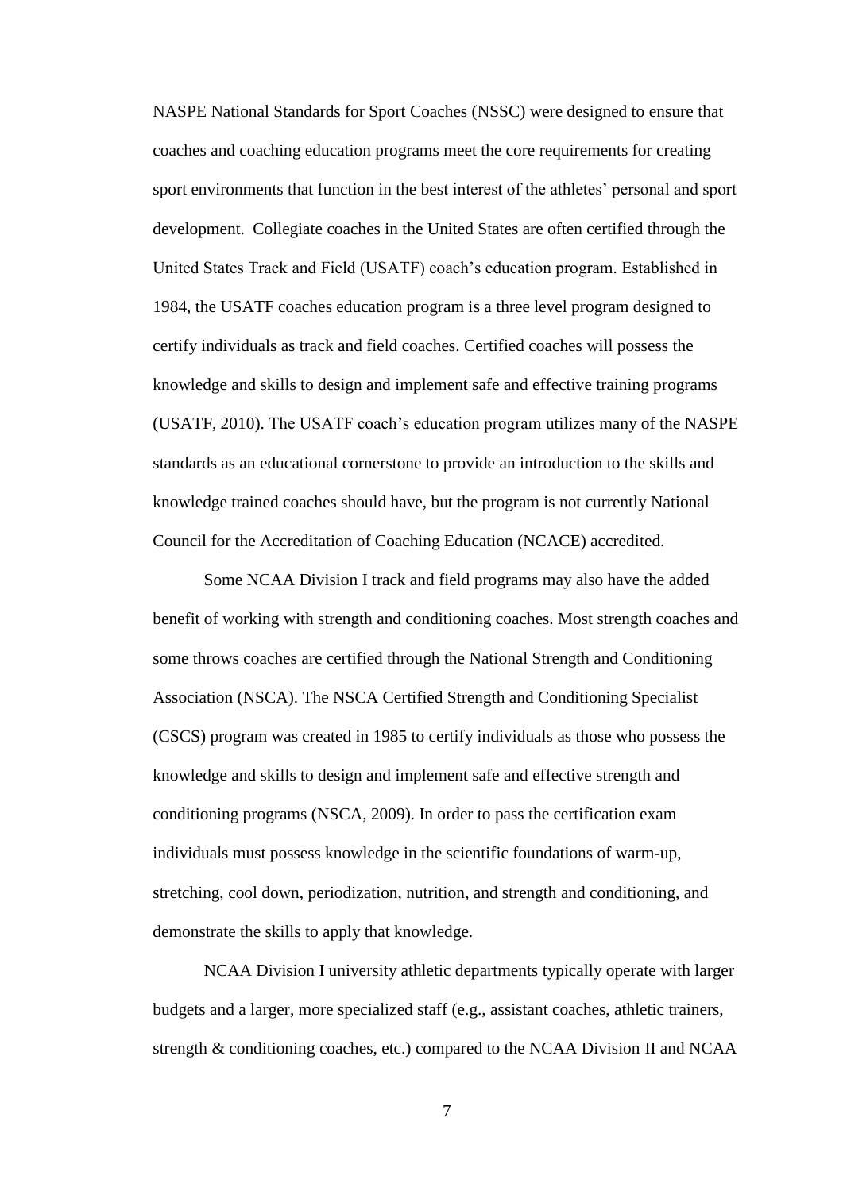NASPE National Standards for Sport Coaches (NSSC) were designed to ensure that coaches and coaching education programs meet the core requirements for creating sport environments that function in the best interest of the athletes' personal and sport development.  Collegiate coaches in the United States are often certified through the United States Track and Field (USATF) coach's education program. Established in 1984, the USATF coaches education program is a three level program designed to certify individuals as track and field coaches. Certified coaches will possess the knowledge and skills to design and implement safe and effective training programs (USATF, 2010). The USATF coach's education program utilizes many of the NASPE standards as an educational cornerstone to provide an introduction to the skills and knowledge trained coaches should have, but the program is not currently National Council for the Accreditation of Coaching Education (NCACE) accredited.

Some NCAA Division I track and field programs may also have the added benefit of working with strength and conditioning coaches. Most strength coaches and some throws coaches are certified through the National Strength and Conditioning Association (NSCA). The NSCA Certified Strength and Conditioning Specialist (CSCS) program was created in 1985 to certify individuals as those who possess the knowledge and skills to design and implement safe and effective strength and conditioning programs (NSCA, 2009). In order to pass the certification exam individuals must possess knowledge in the scientific foundations of warm-up, stretching, cool down, periodization, nutrition, and strength and conditioning, and demonstrate the skills to apply that knowledge.

NCAA Division I university athletic departments typically operate with larger budgets and a larger, more specialized staff (e.g., assistant coaches, athletic trainers, strength & conditioning coaches, etc.) compared to the NCAA Division II and NCAA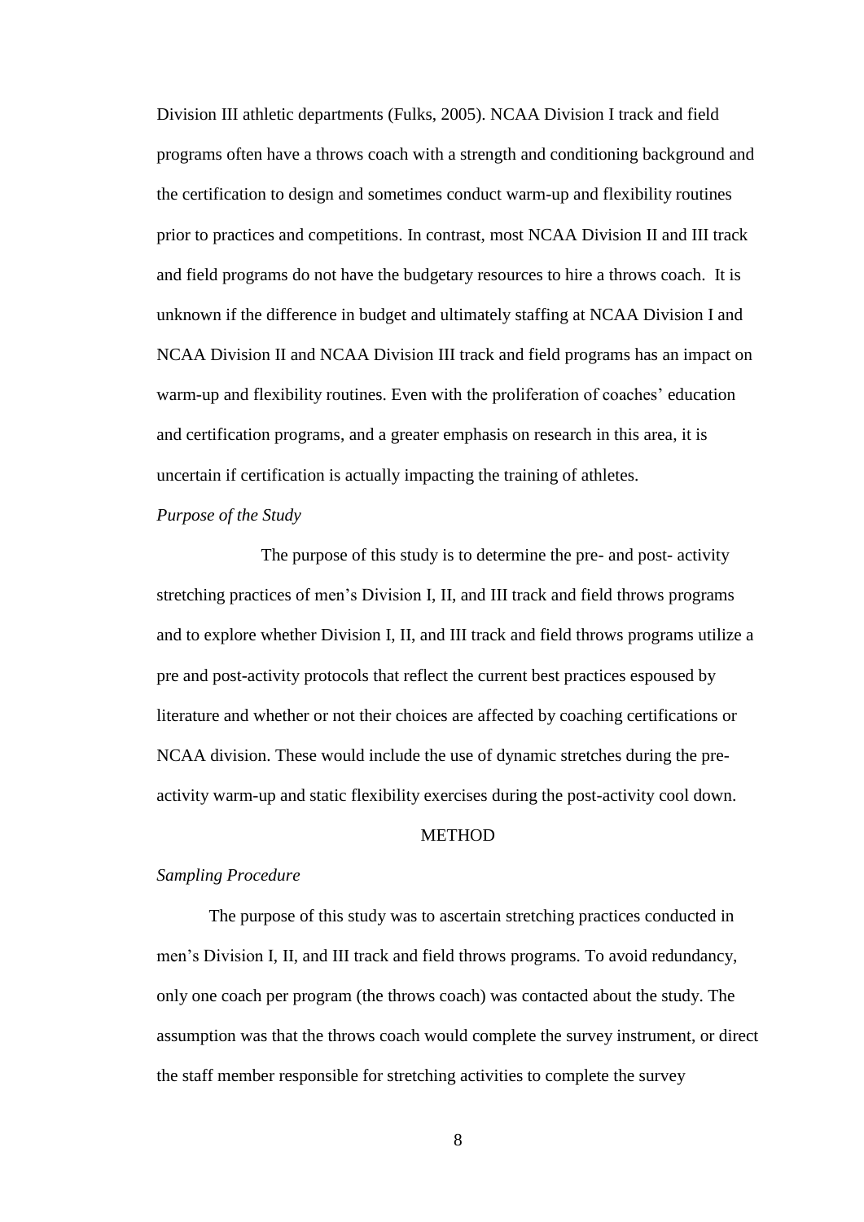Division III athletic departments (Fulks, 2005). NCAA Division I track and field programs often have a throws coach with a strength and conditioning background and the certification to design and sometimes conduct warm-up and flexibility routines prior to practices and competitions. In contrast, most NCAA Division II and III track and field programs do not have the budgetary resources to hire a throws coach. It is unknown if the difference in budget and ultimately staffing at NCAA Division I and NCAA Division II and NCAA Division III track and field programs has an impact on warm-up and flexibility routines. Even with the proliferation of coaches' education and certification programs, and a greater emphasis on research in this area, it is uncertain if certification is actually impacting the training of athletes.

*Purpose of the Study*

The purpose of this study is to determine the pre- and post- activity stretching practices of men's Division I, II, and III track and field throws programs and to explore whether Division I, II, and III track and field throws programs utilize a pre and post-activity protocols that reflect the current best practices espoused by literature and whether or not their choices are affected by coaching certifications or NCAA division. These would include the use of dynamic stretches during the pre-activity warm-up and static flexibility exercises during the post-activity cool down.

## METHOD

*Sampling Procedure*

The purpose of this study was to ascertain stretching practices conducted in men's Division I, II, and III track and field throws programs. To avoid redundancy, only one coach per program (the throws coach) was contacted about the study. The assumption was that the throws coach would complete the survey instrument, or direct the staff member responsible for stretching activities to complete the survey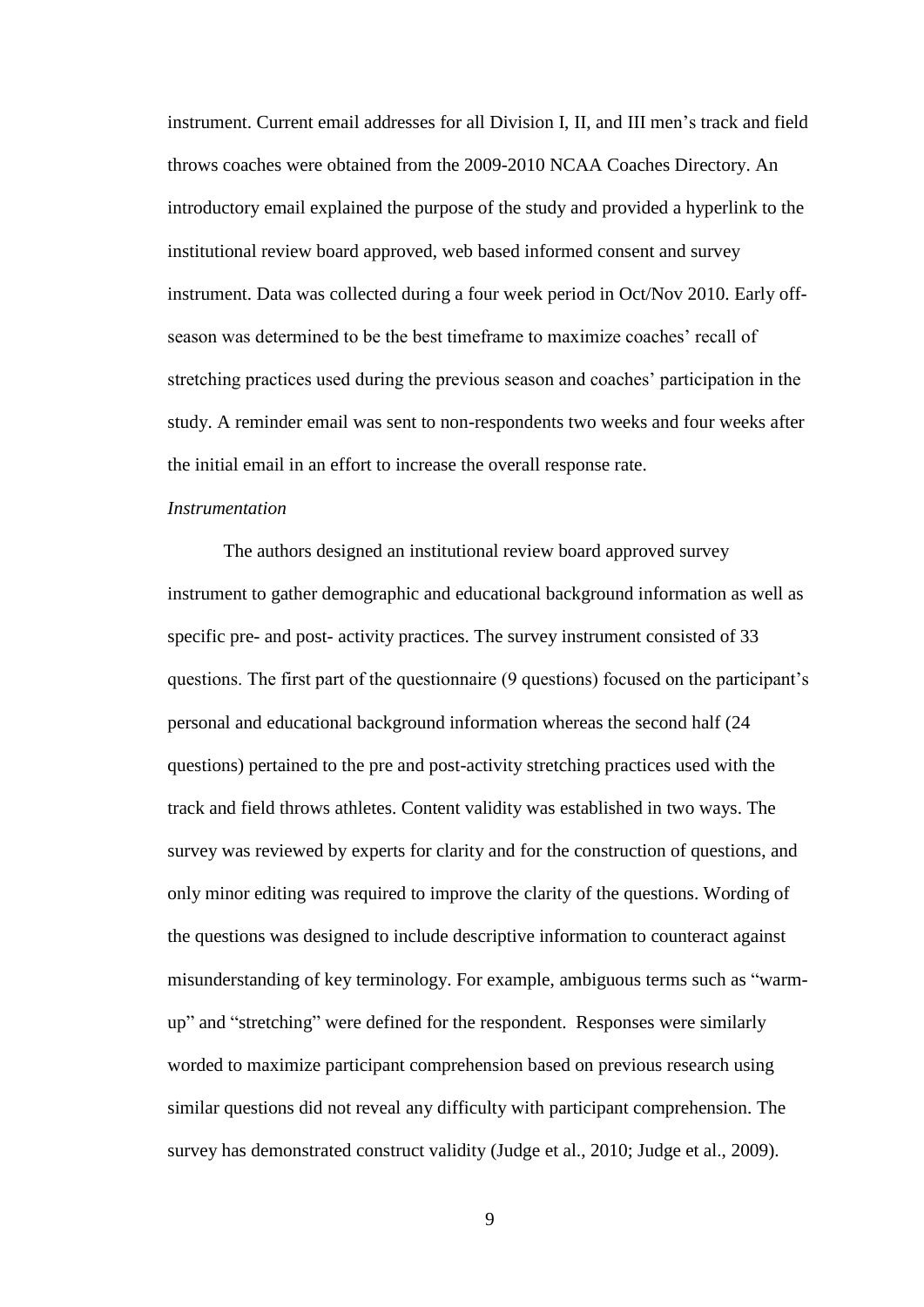instrument. Current email addresses for all Division I, II, and III men's track and field throws coaches were obtained from the 2009-2010 NCAA Coaches Directory. An introductory email explained the purpose of the study and provided a hyperlink to the institutional review board approved, web based informed consent and survey instrument. Data was collected during a four week period in Oct/Nov 2010. Early off-season was determined to be the best timeframe to maximize coaches' recall of stretching practices used during the previous season and coaches' participation in the study. A reminder email was sent to non-respondents two weeks and four weeks after the initial email in an effort to increase the overall response rate.

*Instrumentation*

The authors designed an institutional review board approved survey instrument to gather demographic and educational background information as well as specific pre- and post- activity practices. The survey instrument consisted of 33 questions. The first part of the questionnaire (9 questions) focused on the participant's personal and educational background information whereas the second half (24 questions) pertained to the pre and post-activity stretching practices used with the track and field throws athletes. Content validity was established in two ways. The survey was reviewed by experts for clarity and for the construction of questions, and only minor editing was required to improve the clarity of the questions. Wording of the questions was designed to include descriptive information to counteract against misunderstanding of key terminology. For example, ambiguous terms such as "warm-up" and "stretching" were defined for the respondent. Responses were similarly worded to maximize participant comprehension based on previous research using similar questions did not reveal any difficulty with participant comprehension. The survey has demonstrated construct validity (Judge et al., 2010; Judge et al., 2009).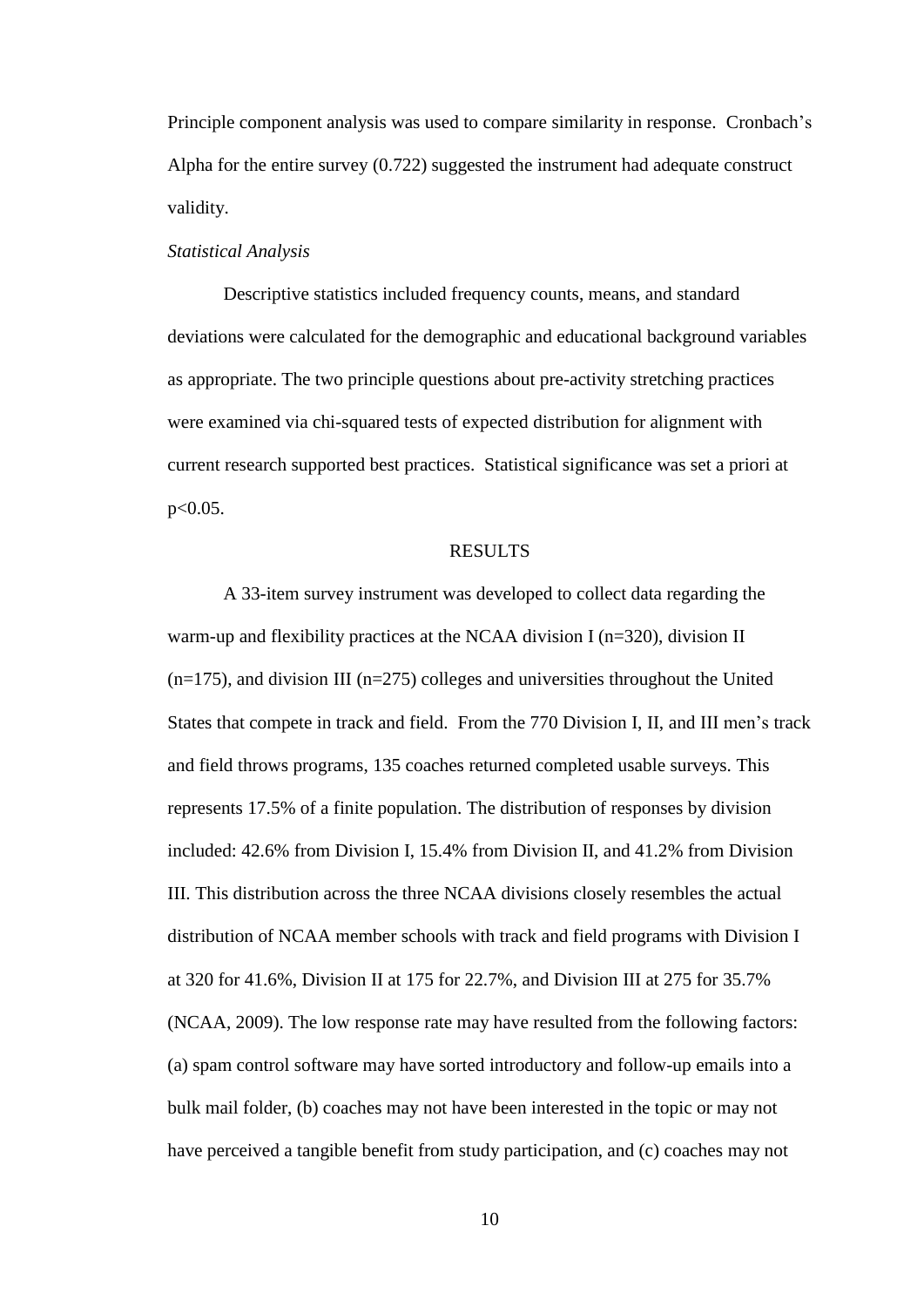Principle component analysis was used to compare similarity in response. Cronbach's Alpha for the entire survey (0.722) suggested the instrument had adequate construct validity.

*Statistical Analysis*

Descriptive statistics included frequency counts, means, and standard deviations were calculated for the demographic and educational background variables as appropriate. The two principle questions about pre-activity stretching practices were examined via chi-squared tests of expected distribution for alignment with current research supported best practices. Statistical significance was set a priori at $p<0.05$.

## RESULTS

A 33-item survey instrument was developed to collect data regarding the warm-up and flexibility practices at the NCAA division I (n=320), division II (n=175), and division III (n=275) colleges and universities throughout the United States that compete in track and field. From the 770 Division I, II, and III men's track and field throws programs, 135 coaches returned completed usable surveys. This represents 17.5% of a finite population. The distribution of responses by division included: 42.6% from Division I, 15.4% from Division II, and 41.2% from Division III. This distribution across the three NCAA divisions closely resembles the actual distribution of NCAA member schools with track and field programs with Division I at 320 for 41.6%, Division II at 175 for 22.7%, and Division III at 275 for 35.7% (NCAA, 2009). The low response rate may have resulted from the following factors: (a) spam control software may have sorted introductory and follow-up emails into a bulk mail folder, (b) coaches may not have been interested in the topic or may not have perceived a tangible benefit from study participation, and (c) coaches may not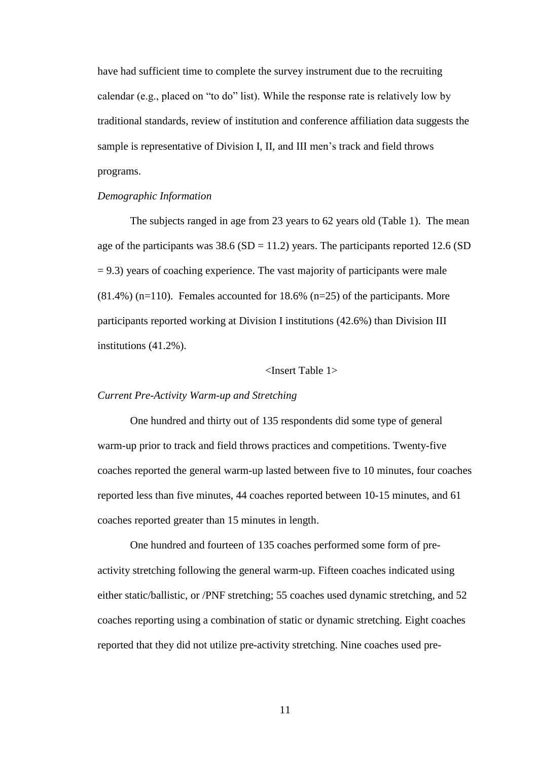have had sufficient time to complete the survey instrument due to the recruiting calendar (e.g., placed on "to do" list). While the response rate is relatively low by traditional standards, review of institution and conference affiliation data suggests the sample is representative of Division I, II, and III men's track and field throws programs.

*Demographic Information*

The subjects ranged in age from 23 years to 62 years old (Table 1). The mean age of the participants was 38.6 (SD = 11.2) years. The participants reported 12.6 (SD = 9.3) years of coaching experience. The vast majority of participants were male (81.4%) (n=110). Females accounted for 18.6% (n=25) of the participants. More participants reported working at Division I institutions (42.6%) than Division III institutions (41.2%).

<Insert Table 1>

*Current Pre-Activity Warm-up and Stretching*

One hundred and thirty out of 135 respondents did some type of general warm-up prior to track and field throws practices and competitions. Twenty-five coaches reported the general warm-up lasted between five to 10 minutes, four coaches reported less than five minutes, 44 coaches reported between 10-15 minutes, and 61 coaches reported greater than 15 minutes in length.

One hundred and fourteen of 135 coaches performed some form of pre-activity stretching following the general warm-up. Fifteen coaches indicated using either static/ballistic, or /PNF stretching; 55 coaches used dynamic stretching, and 52 coaches reporting using a combination of static or dynamic stretching. Eight coaches reported that they did not utilize pre-activity stretching. Nine coaches used pre-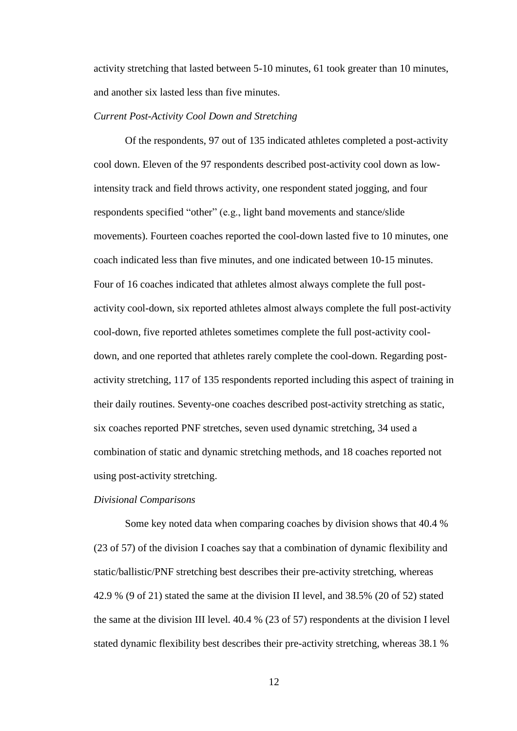activity stretching that lasted between 5-10 minutes, 61 took greater than 10 minutes, and another six lasted less than five minutes.

*Current Post-Activity Cool Down and Stretching*

Of the respondents, 97 out of 135 indicated athletes completed a post-activity cool down. Eleven of the 97 respondents described post-activity cool down as low-intensity track and field throws activity, one respondent stated jogging, and four respondents specified "other" (e.g., light band movements and stance/slide movements). Fourteen coaches reported the cool-down lasted five to 10 minutes, one coach indicated less than five minutes, and one indicated between 10-15 minutes. Four of 16 coaches indicated that athletes almost always complete the full post-activity cool-down, six reported athletes almost always complete the full post-activity cool-down, five reported athletes sometimes complete the full post-activity cool-down, and one reported that athletes rarely complete the cool-down. Regarding post-activity stretching, 117 of 135 respondents reported including this aspect of training in their daily routines. Seventy-one coaches described post-activity stretching as static, six coaches reported PNF stretches, seven used dynamic stretching, 34 used a combination of static and dynamic stretching methods, and 18 coaches reported not using post-activity stretching.

*Divisional Comparisons*

Some key noted data when comparing coaches by division shows that 40.4 % (23 of 57) of the division I coaches say that a combination of dynamic flexibility and static/ballistic/PNF stretching best describes their pre-activity stretching, whereas 42.9 % (9 of 21) stated the same at the division II level, and 38.5% (20 of 52) stated the same at the division III level. 40.4 % (23 of 57) respondents at the division I level stated dynamic flexibility best describes their pre-activity stretching, whereas 38.1 %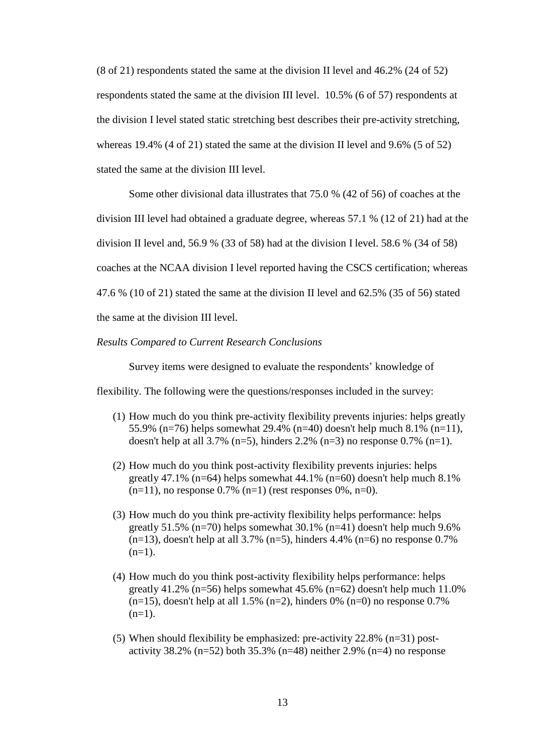(8 of 21) respondents stated the same at the division II level and 46.2% (24 of 52) respondents stated the same at the division III level. 10.5% (6 of 57) respondents at the division I level stated static stretching best describes their pre-activity stretching, whereas 19.4% (4 of 21) stated the same at the division II level and 9.6% (5 of 52) stated the same at the division III level.

Some other divisional data illustrates that 75.0 % (42 of 56) of coaches at the division III level had obtained a graduate degree, whereas 57.1 % (12 of 21) had at the division II level and, 56.9 % (33 of 58) had at the division I level. 58.6 % (34 of 58) coaches at the NCAA division I level reported having the CSCS certification; whereas 47.6 % (10 of 21) stated the same at the division II level and 62.5% (35 of 56) stated the same at the division III level.

*Results Compared to Current Research Conclusions*

Survey items were designed to evaluate the respondents' knowledge of flexibility. The following were the questions/responses included in the survey:

(1) How much do you think pre-activity flexibility prevents injuries: helps greatly 55.9% (n=76) helps somewhat 29.4% (n=40) doesn't help much 8.1% (n=11), doesn't help at all 3.7% (n=5), hinders 2.2% (n=3) no response 0.7% (n=1).

(2) How much do you think post-activity flexibility prevents injuries: helps greatly 47.1% (n=64) helps somewhat 44.1% (n=60) doesn't help much 8.1% (n=11), no response 0.7% (n=1) (rest responses 0%, n=0).

(3) How much do you think pre-activity flexibility helps performance: helps greatly 51.5% (n=70) helps somewhat 30.1% (n=41) doesn't help much 9.6% (n=13), doesn't help at all 3.7% (n=5), hinders 4.4% (n=6) no response 0.7% (n=1).

(4) How much do you think post-activity flexibility helps performance: helps greatly 41.2% (n=56) helps somewhat 45.6% (n=62) doesn't help much 11.0% (n=15), doesn't help at all 1.5% (n=2), hinders 0% (n=0) no response 0.7% (n=1).

(5) When should flexibility be emphasized: pre-activity 22.8% (n=31) post-activity 38.2% (n=52) both 35.3% (n=48) neither 2.9% (n=4) no response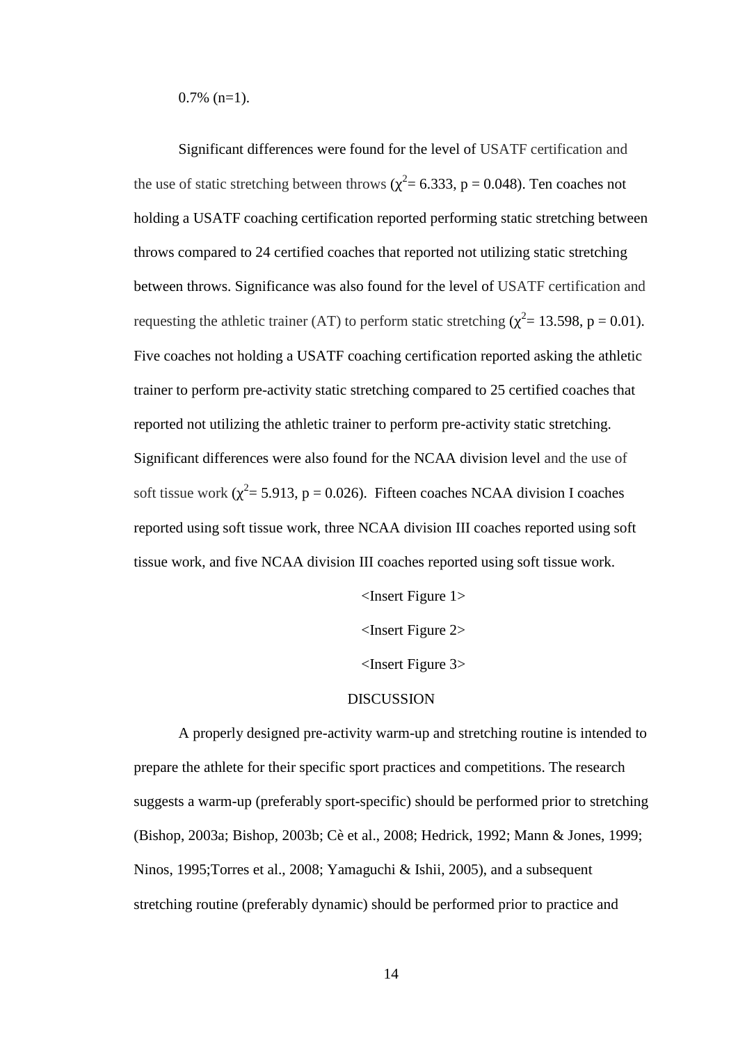0.7% (n=1).

Significant differences were found for the level of USATF certification and the use of static stretching between throws ($\chi^2$= 6.333, p = 0.048). Ten coaches not holding a USATF coaching certification reported performing static stretching between throws compared to 24 certified coaches that reported not utilizing static stretching between throws. Significance was also found for the level of USATF certification and requesting the athletic trainer (AT) to perform static stretching ($\chi^2$= 13.598, p = 0.01). Five coaches not holding a USATF coaching certification reported asking the athletic trainer to perform pre-activity static stretching compared to 25 certified coaches that reported not utilizing the athletic trainer to perform pre-activity static stretching. Significant differences were also found for the NCAA division level and the use of soft tissue work ($\chi^2$= 5.913, p = 0.026). Fifteen coaches NCAA division I coaches reported using soft tissue work, three NCAA division III coaches reported using soft tissue work, and five NCAA division III coaches reported using soft tissue work.

<Insert Figure 1>

<Insert Figure 2>

<Insert Figure 3>

## DISCUSSION

A properly designed pre-activity warm-up and stretching routine is intended to prepare the athlete for their specific sport practices and competitions. The research suggests a warm-up (preferably sport-specific) should be performed prior to stretching (Bishop, 2003a; Bishop, 2003b; Cè et al., 2008; Hedrick, 1992; Mann & Jones, 1999; Ninos, 1995;Torres et al., 2008; Yamaguchi & Ishii, 2005), and a subsequent stretching routine (preferably dynamic) should be performed prior to practice and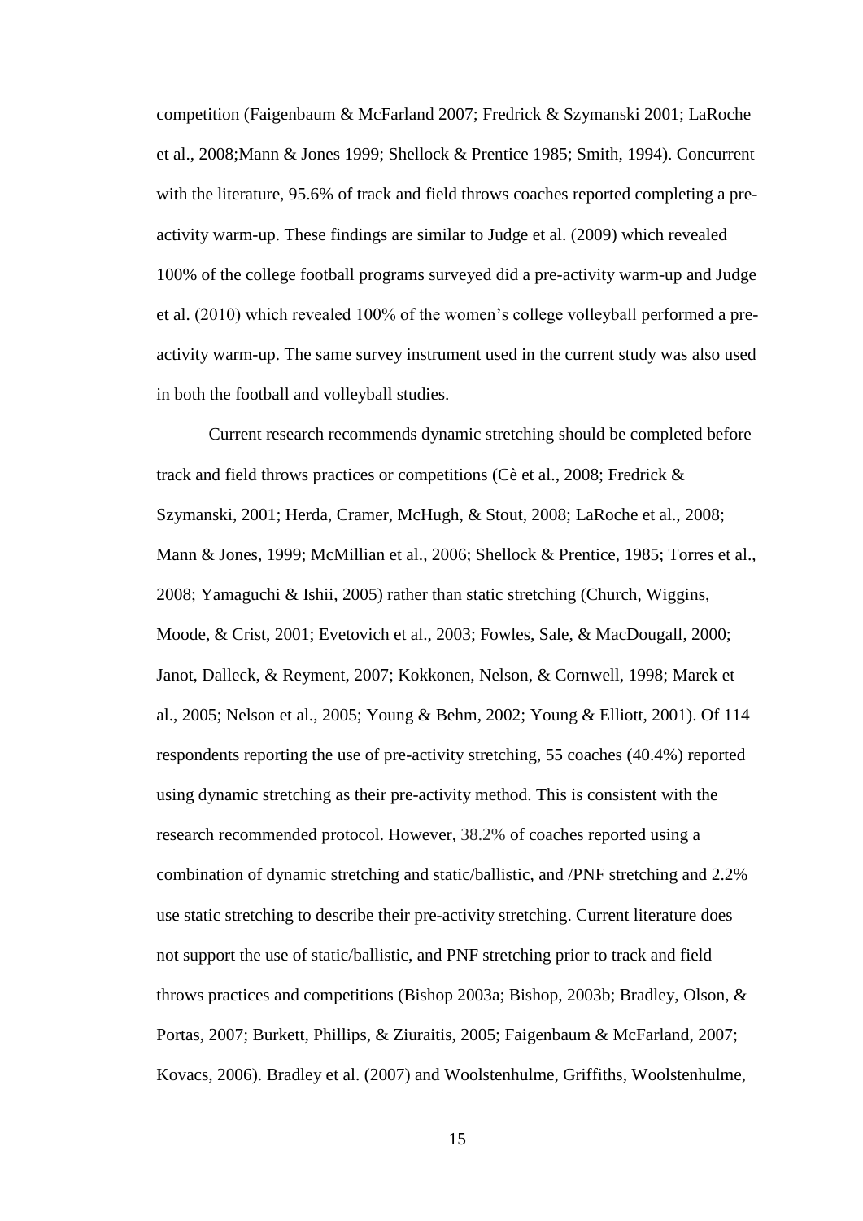competition (Faigenbaum & McFarland 2007; Fredrick & Szymanski 2001; LaRoche et al., 2008;Mann & Jones 1999; Shellock & Prentice 1985; Smith, 1994). Concurrent with the literature, 95.6% of track and field throws coaches reported completing a pre-activity warm-up. These findings are similar to Judge et al. (2009) which revealed 100% of the college football programs surveyed did a pre-activity warm-up and Judge et al. (2010) which revealed 100% of the women's college volleyball performed a pre-activity warm-up. The same survey instrument used in the current study was also used in both the football and volleyball studies.

Current research recommends dynamic stretching should be completed before track and field throws practices or competitions (Cè et al., 2008; Fredrick & Szymanski, 2001; Herda, Cramer, McHugh, & Stout, 2008; LaRoche et al., 2008; Mann & Jones, 1999; McMillian et al., 2006; Shellock & Prentice, 1985; Torres et al., 2008; Yamaguchi & Ishii, 2005) rather than static stretching (Church, Wiggins, Moode, & Crist, 2001; Evetovich et al., 2003; Fowles, Sale, & MacDougall, 2000; Janot, Dalleck, & Reyment, 2007; Kokkonen, Nelson, & Cornwell, 1998; Marek et al., 2005; Nelson et al., 2005; Young & Behm, 2002; Young & Elliott, 2001). Of 114 respondents reporting the use of pre-activity stretching, 55 coaches (40.4%) reported using dynamic stretching as their pre-activity method. This is consistent with the research recommended protocol. However, 38.2% of coaches reported using a combination of dynamic stretching and static/ballistic, and /PNF stretching and 2.2% use static stretching to describe their pre-activity stretching. Current literature does not support the use of static/ballistic, and PNF stretching prior to track and field throws practices and competitions (Bishop 2003a; Bishop, 2003b; Bradley, Olson, & Portas, 2007; Burkett, Phillips, & Ziuraitis, 2005; Faigenbaum & McFarland, 2007; Kovacs, 2006). Bradley et al. (2007) and Woolstenhulme, Griffiths, Woolstenhulme,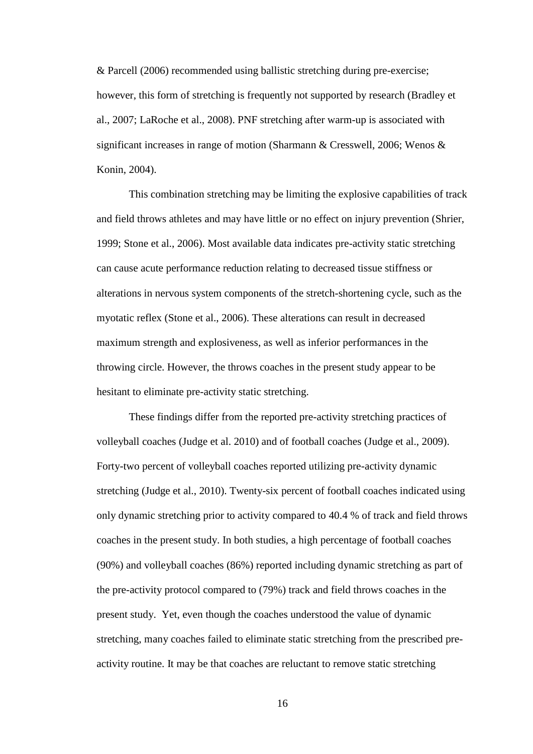& Parcell (2006) recommended using ballistic stretching during pre-exercise; however, this form of stretching is frequently not supported by research (Bradley et al., 2007; LaRoche et al., 2008). PNF stretching after warm-up is associated with significant increases in range of motion (Sharmann & Cresswell, 2006; Wenos & Konin, 2004).

This combination stretching may be limiting the explosive capabilities of track and field throws athletes and may have little or no effect on injury prevention (Shrier, 1999; Stone et al., 2006). Most available data indicates pre-activity static stretching can cause acute performance reduction relating to decreased tissue stiffness or alterations in nervous system components of the stretch-shortening cycle, such as the myotatic reflex (Stone et al., 2006). These alterations can result in decreased maximum strength and explosiveness, as well as inferior performances in the throwing circle. However, the throws coaches in the present study appear to be hesitant to eliminate pre-activity static stretching.

These findings differ from the reported pre-activity stretching practices of volleyball coaches (Judge et al. 2010) and of football coaches (Judge et al., 2009). Forty-two percent of volleyball coaches reported utilizing pre-activity dynamic stretching (Judge et al., 2010). Twenty-six percent of football coaches indicated using only dynamic stretching prior to activity compared to 40.4 % of track and field throws coaches in the present study. In both studies, a high percentage of football coaches (90%) and volleyball coaches (86%) reported including dynamic stretching as part of the pre-activity protocol compared to (79%) track and field throws coaches in the present study. Yet, even though the coaches understood the value of dynamic stretching, many coaches failed to eliminate static stretching from the prescribed pre-activity routine. It may be that coaches are reluctant to remove static stretching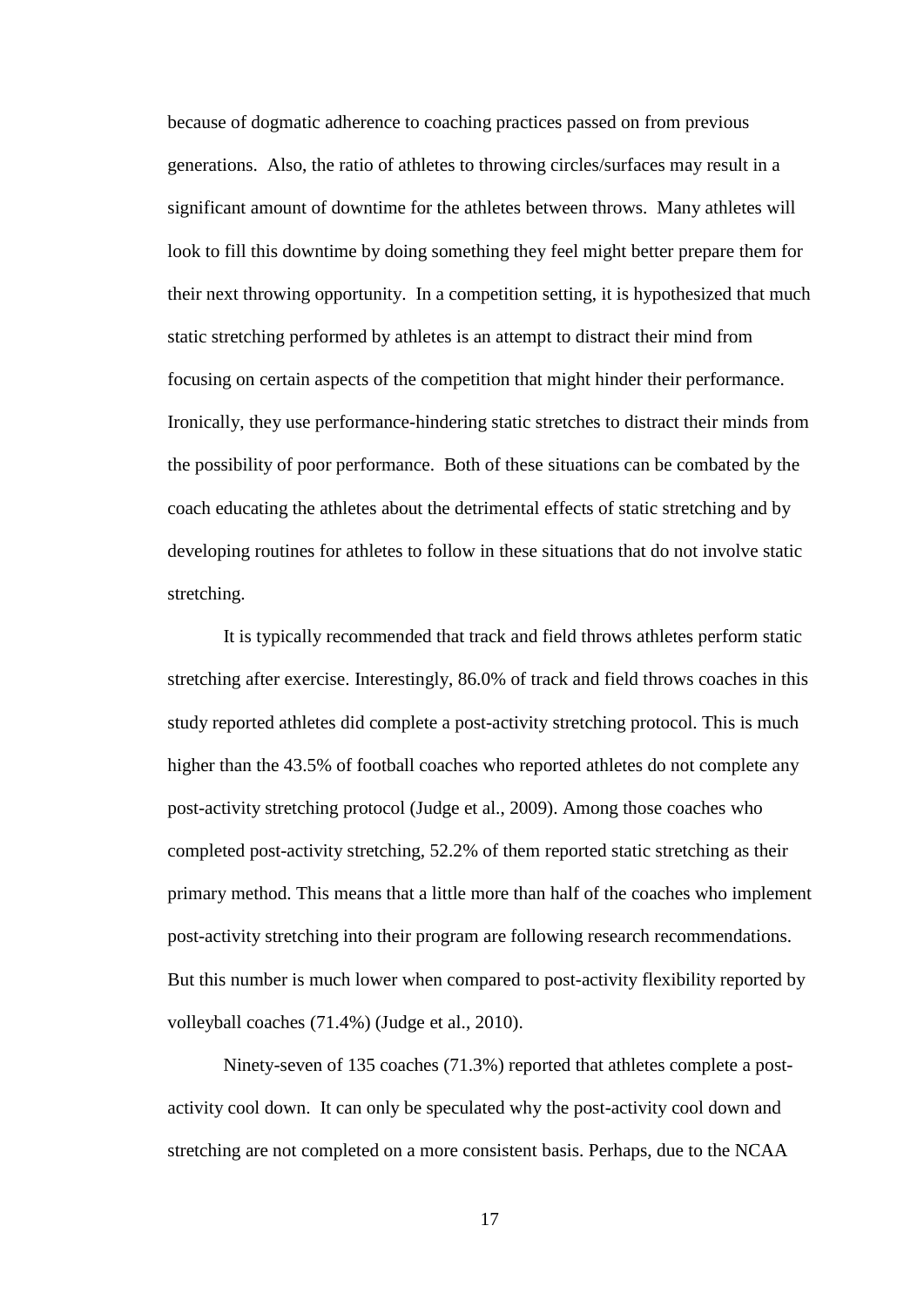because of dogmatic adherence to coaching practices passed on from previous generations. Also, the ratio of athletes to throwing circles/surfaces may result in a significant amount of downtime for the athletes between throws. Many athletes will look to fill this downtime by doing something they feel might better prepare them for their next throwing opportunity. In a competition setting, it is hypothesized that much static stretching performed by athletes is an attempt to distract their mind from focusing on certain aspects of the competition that might hinder their performance. Ironically, they use performance-hindering static stretches to distract their minds from the possibility of poor performance. Both of these situations can be combated by the coach educating the athletes about the detrimental effects of static stretching and by developing routines for athletes to follow in these situations that do not involve static stretching.

It is typically recommended that track and field throws athletes perform static stretching after exercise. Interestingly, 86.0% of track and field throws coaches in this study reported athletes did complete a post-activity stretching protocol. This is much higher than the 43.5% of football coaches who reported athletes do not complete any post-activity stretching protocol (Judge et al., 2009). Among those coaches who completed post-activity stretching, 52.2% of them reported static stretching as their primary method. This means that a little more than half of the coaches who implement post-activity stretching into their program are following research recommendations. But this number is much lower when compared to post-activity flexibility reported by volleyball coaches (71.4%) (Judge et al., 2010).

Ninety-seven of 135 coaches (71.3%) reported that athletes complete a post-activity cool down. It can only be speculated why the post-activity cool down and stretching are not completed on a more consistent basis. Perhaps, due to the NCAA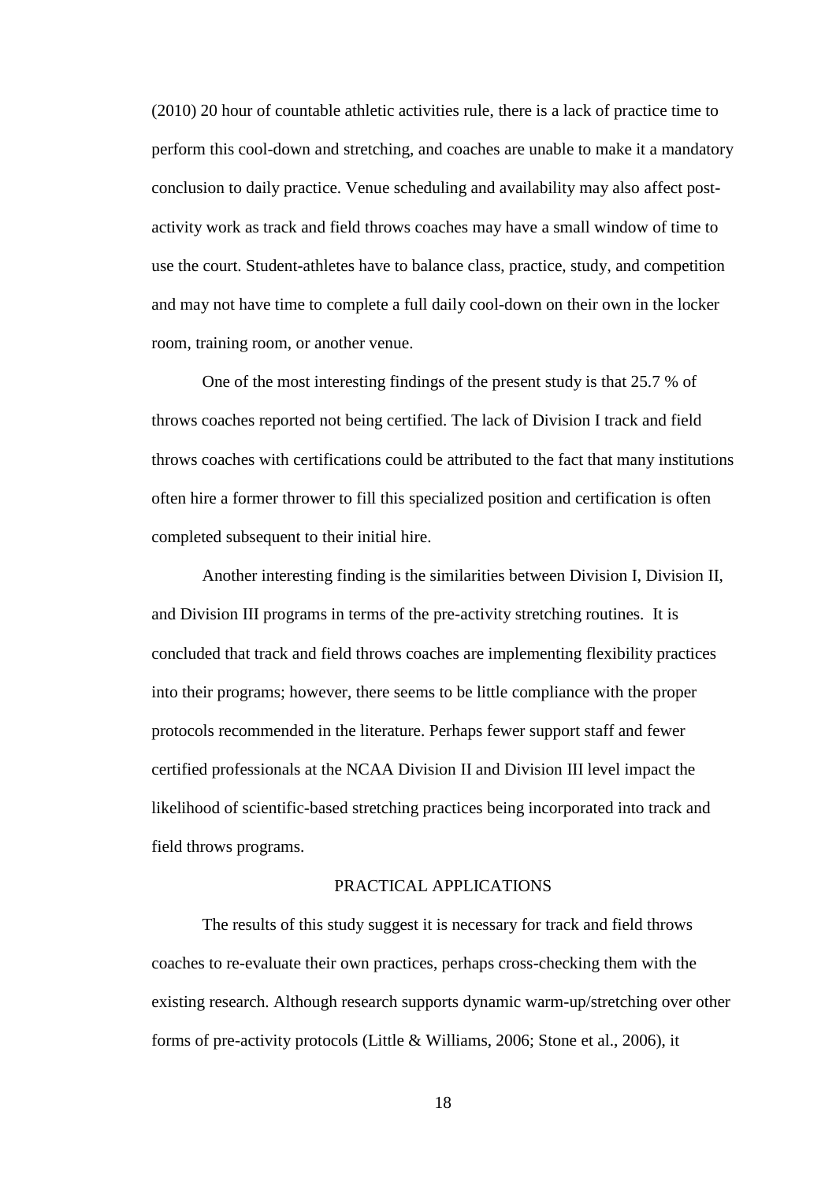(2010) 20 hour of countable athletic activities rule, there is a lack of practice time to perform this cool-down and stretching, and coaches are unable to make it a mandatory conclusion to daily practice. Venue scheduling and availability may also affect post-activity work as track and field throws coaches may have a small window of time to use the court. Student-athletes have to balance class, practice, study, and competition and may not have time to complete a full daily cool-down on their own in the locker room, training room, or another venue.

One of the most interesting findings of the present study is that 25.7 % of throws coaches reported not being certified. The lack of Division I track and field throws coaches with certifications could be attributed to the fact that many institutions often hire a former thrower to fill this specialized position and certification is often completed subsequent to their initial hire.

Another interesting finding is the similarities between Division I, Division II, and Division III programs in terms of the pre-activity stretching routines. It is concluded that track and field throws coaches are implementing flexibility practices into their programs; however, there seems to be little compliance with the proper protocols recommended in the literature. Perhaps fewer support staff and fewer certified professionals at the NCAA Division II and Division III level impact the likelihood of scientific-based stretching practices being incorporated into track and field throws programs.

## PRACTICAL APPLICATIONS

The results of this study suggest it is necessary for track and field throws coaches to re-evaluate their own practices, perhaps cross-checking them with the existing research. Although research supports dynamic warm-up/stretching over other forms of pre-activity protocols (Little & Williams, 2006; Stone et al., 2006), it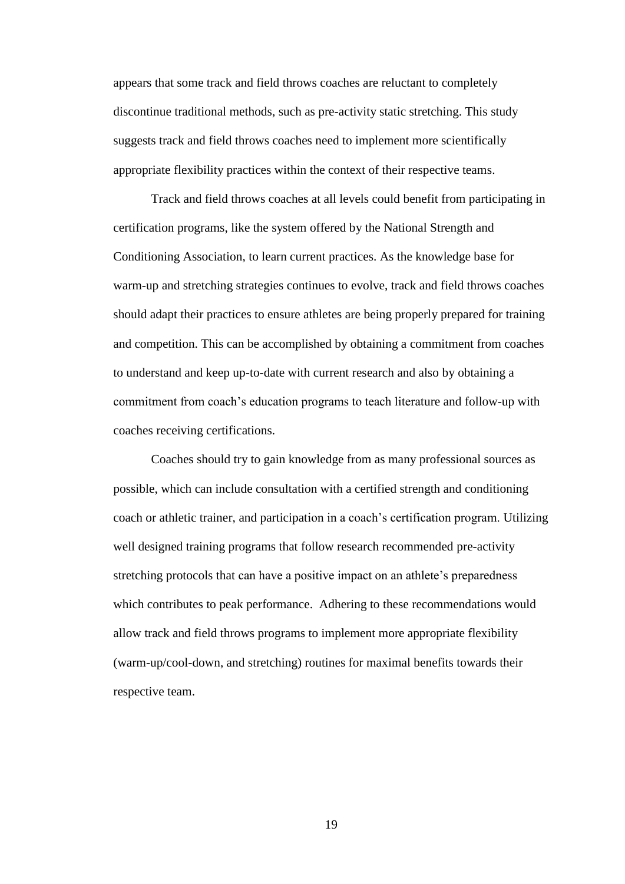appears that some track and field throws coaches are reluctant to completely discontinue traditional methods, such as pre-activity static stretching. This study suggests track and field throws coaches need to implement more scientifically appropriate flexibility practices within the context of their respective teams.

Track and field throws coaches at all levels could benefit from participating in certification programs, like the system offered by the National Strength and Conditioning Association, to learn current practices. As the knowledge base for warm-up and stretching strategies continues to evolve, track and field throws coaches should adapt their practices to ensure athletes are being properly prepared for training and competition. This can be accomplished by obtaining a commitment from coaches to understand and keep up-to-date with current research and also by obtaining a commitment from coach's education programs to teach literature and follow-up with coaches receiving certifications.

Coaches should try to gain knowledge from as many professional sources as possible, which can include consultation with a certified strength and conditioning coach or athletic trainer, and participation in a coach's certification program. Utilizing well designed training programs that follow research recommended pre-activity stretching protocols that can have a positive impact on an athlete's preparedness which contributes to peak performance. Adhering to these recommendations would allow track and field throws programs to implement more appropriate flexibility (warm-up/cool-down, and stretching) routines for maximal benefits towards their respective team.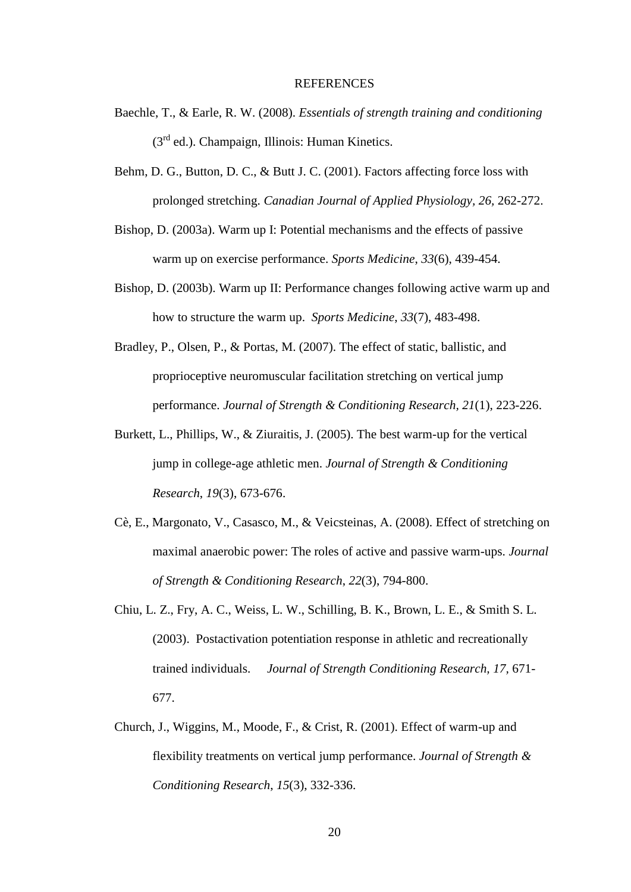# REFERENCES

Baechle, T., & Earle, R. W. (2008). *Essentials of strength training and conditioning* (3rd ed.). Champaign, Illinois: Human Kinetics.

Behm, D. G., Button, D. C., & Butt J. C. (2001). Factors affecting force loss with prolonged stretching. *Canadian Journal of Applied Physiology, 26,* 262-272.

Bishop, D. (2003a). Warm up I: Potential mechanisms and the effects of passive warm up on exercise performance. *Sports Medicine*, *33*(6), 439-454.

Bishop, D. (2003b). Warm up II: Performance changes following active warm up and how to structure the warm up. *Sports Medicine*, *33*(7), 483-498.

Bradley, P., Olsen, P., & Portas, M. (2007). The effect of static, ballistic, and proprioceptive neuromuscular facilitation stretching on vertical jump performance. *Journal of Strength & Conditioning Research*, *21*(1), 223-226.

Burkett, L., Phillips, W., & Ziuraitis, J. (2005). The best warm-up for the vertical jump in college-age athletic men. *Journal of Strength & Conditioning Research*, *19*(3), 673-676.

Cè, E., Margonato, V., Casasco, M., & Veicsteinas, A. (2008). Effect of stretching on maximal anaerobic power: The roles of active and passive warm-ups. *Journal of Strength & Conditioning Research*, *22*(3), 794-800.

Chiu, L. Z., Fry, A. C., Weiss, L. W., Schilling, B. K., Brown, L. E., & Smith S. L. (2003). Postactivation potentiation response in athletic and recreationally trained individuals. *Journal of Strength Conditioning Research, 17,* 671-677.

Church, J., Wiggins, M., Moode, F., & Crist, R. (2001). Effect of warm-up and flexibility treatments on vertical jump performance. *Journal of Strength & Conditioning Research*, *15*(3), 332-336.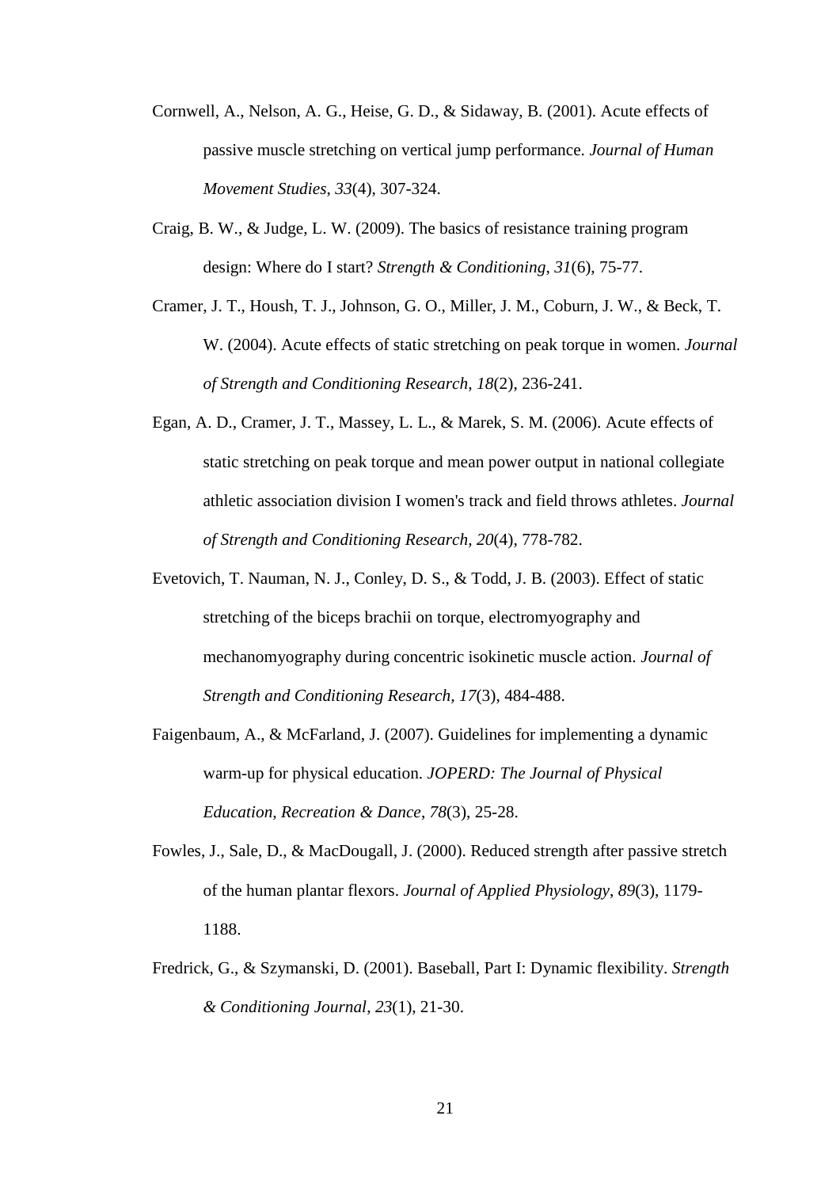Cornwell, A., Nelson, A. G., Heise, G. D., & Sidaway, B. (2001). Acute effects of passive muscle stretching on vertical jump performance. *Journal of Human Movement Studies*, *33*(4), 307-324.

Craig, B. W., & Judge, L. W. (2009). The basics of resistance training program design: Where do I start? *Strength & Conditioning*, *31*(6), 75-77.

Cramer, J. T., Housh, T. J., Johnson, G. O., Miller, J. M., Coburn, J. W., & Beck, T. W. (2004). Acute effects of static stretching on peak torque in women. *Journal of Strength and Conditioning Research*, *18*(2), 236-241.

Egan, A. D., Cramer, J. T., Massey, L. L., & Marek, S. M. (2006). Acute effects of static stretching on peak torque and mean power output in national collegiate athletic association division I women's track and field throws athletes. *Journal of Strength and Conditioning Research*, *20*(4), 778-782.

Evetovich, T. Nauman, N. J., Conley, D. S., & Todd, J. B. (2003). Effect of static stretching of the biceps brachii on torque, electromyography and mechanomyography during concentric isokinetic muscle action. *Journal of Strength and Conditioning Research, 17*(3), 484-488.

Faigenbaum, A., & McFarland, J. (2007). Guidelines for implementing a dynamic warm-up for physical education. *JOPERD: The Journal of Physical Education, Recreation & Dance*, *78*(3), 25-28.

Fowles, J., Sale, D., & MacDougall, J. (2000). Reduced strength after passive stretch of the human plantar flexors. *Journal of Applied Physiology*, *89*(3), 1179-1188.

Fredrick, G., & Szymanski, D. (2001). Baseball, Part I: Dynamic flexibility. *Strength & Conditioning Journal*, *23*(1), 21-30.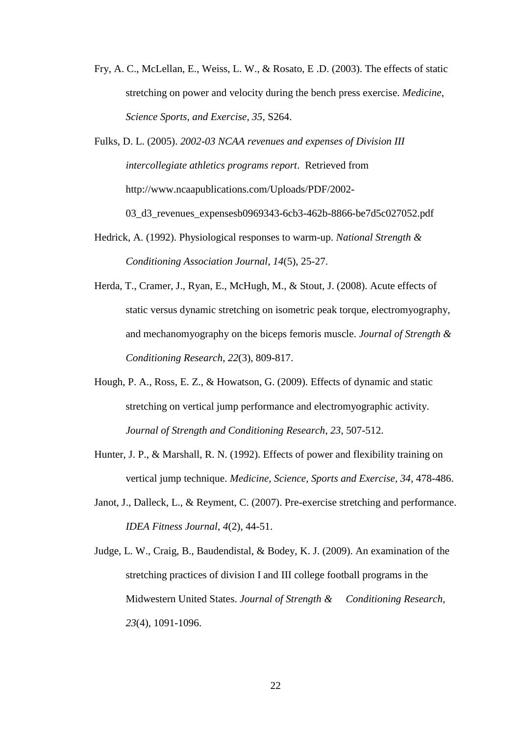Fry, A. C., McLellan, E., Weiss, L. W., & Rosato, E .D. (2003). The effects of static stretching on power and velocity during the bench press exercise. *Medicine, Science Sports, and Exercise, 35,* S264.

Fulks, D. L. (2005). *2002-03 NCAA revenues and expenses of Division III intercollegiate athletics programs report*. Retrieved from http://www.ncaapublications.com/Uploads/PDF/2002-03_d3_revenues_expensesb0969343-6cb3-462b-8866-be7d5c027052.pdf

Hedrick, A. (1992). Physiological responses to warm-up. *National Strength & Conditioning Association Journal*, *14*(5), 25-27.

Herda, T., Cramer, J., Ryan, E., McHugh, M., & Stout, J. (2008). Acute effects of static versus dynamic stretching on isometric peak torque, electromyography, and mechanomyography on the biceps femoris muscle. *Journal of Strength & Conditioning Research*, *22*(3), 809-817.

Hough, P. A., Ross, E. Z., & Howatson, G. (2009). Effects of dynamic and static stretching on vertical jump performance and electromyographic activity. *Journal of Strength and Conditioning Research*, *23*, 507-512.

Hunter, J. P., & Marshall, R. N. (1992). Effects of power and flexibility training on vertical jump technique. *Medicine, Science, Sports and Exercise, 34,* 478-486.

Janot, J., Dalleck, L., & Reyment, C. (2007). Pre-exercise stretching and performance. *IDEA Fitness Journal*, *4*(2), 44-51.

Judge, L. W., Craig, B., Baudendistal, & Bodey, K. J. (2009). An examination of the stretching practices of division I and III college football programs in the Midwestern United States. *Journal of Strength & Conditioning Research*, *23*(4), 1091-1096.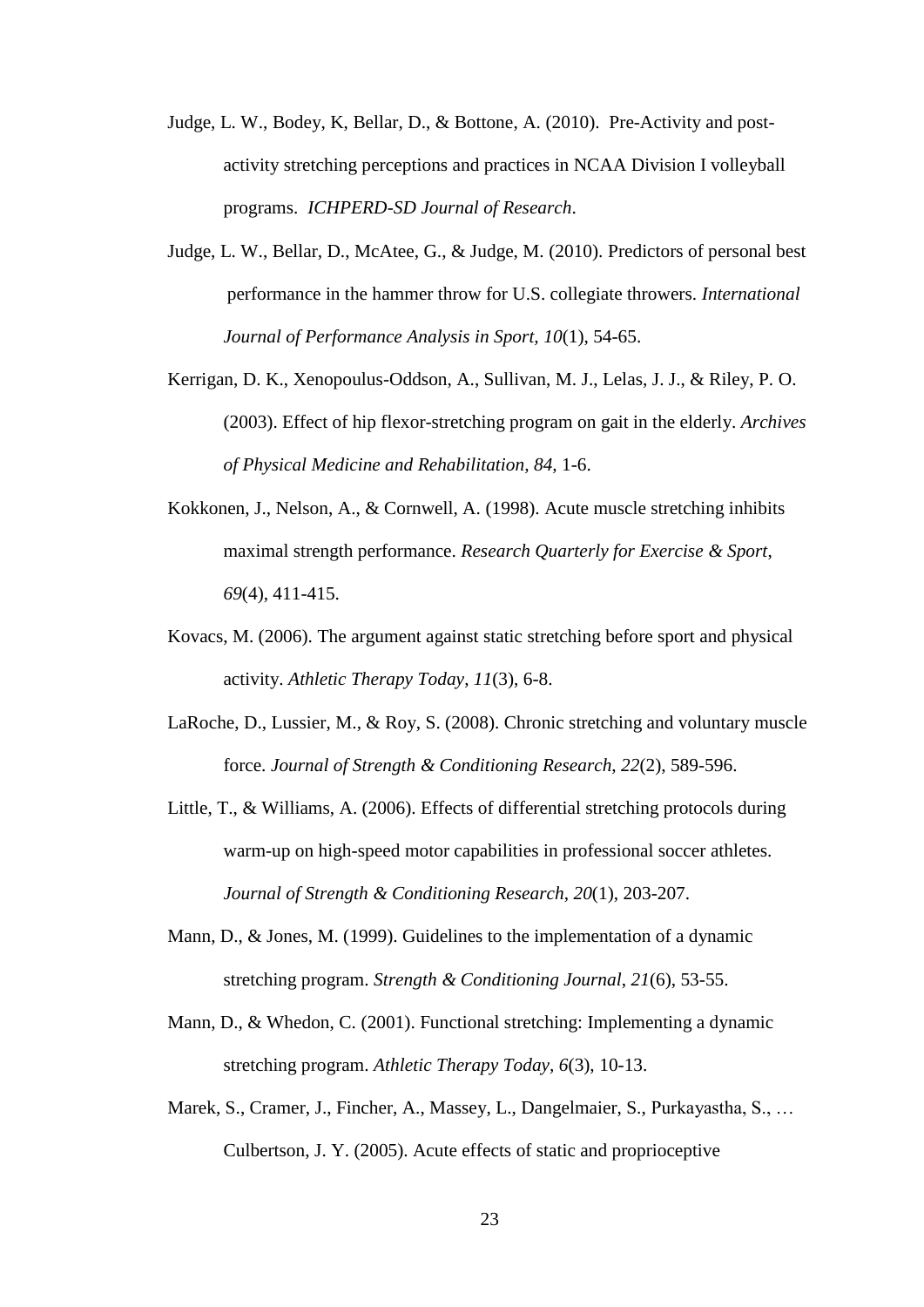Judge, L. W., Bodey, K, Bellar, D., & Bottone, A. (2010). Pre-Activity and post-activity stretching perceptions and practices in NCAA Division I volleyball programs. *ICHPERD-SD Journal of Research*.

Judge, L. W., Bellar, D., McAtee, G., & Judge, M. (2010). Predictors of personal best performance in the hammer throw for U.S. collegiate throwers. *International Journal of Performance Analysis in Sport, 10*(1), 54-65.

Kerrigan, D. K., Xenopoulus-Oddson, A., Sullivan, M. J., Lelas, J. J., & Riley, P. O. (2003). Effect of hip flexor-stretching program on gait in the elderly. *Archives of Physical Medicine and Rehabilitation, 84,* 1-6.

Kokkonen, J., Nelson, A., & Cornwell, A. (1998). Acute muscle stretching inhibits maximal strength performance. *Research Quarterly for Exercise & Sport*, *69*(4), 411-415.

Kovacs, M. (2006). The argument against static stretching before sport and physical activity. *Athletic Therapy Today*, *11*(3), 6-8.

LaRoche, D., Lussier, M., & Roy, S. (2008). Chronic stretching and voluntary muscle force. *Journal of Strength & Conditioning Research*, *22*(2), 589-596.

Little, T., & Williams, A. (2006). Effects of differential stretching protocols during warm-up on high-speed motor capabilities in professional soccer athletes. *Journal of Strength & Conditioning Research*, *20*(1), 203-207.

Mann, D., & Jones, M. (1999). Guidelines to the implementation of a dynamic stretching program. *Strength & Conditioning Journal*, *21*(6), 53-55.

Mann, D., & Whedon, C. (2001). Functional stretching: Implementing a dynamic stretching program. *Athletic Therapy Today, 6*(3), 10-13.

Marek, S., Cramer, J., Fincher, A., Massey, L., Dangelmaier, S., Purkayastha, S., … Culbertson, J. Y. (2005). Acute effects of static and proprioceptive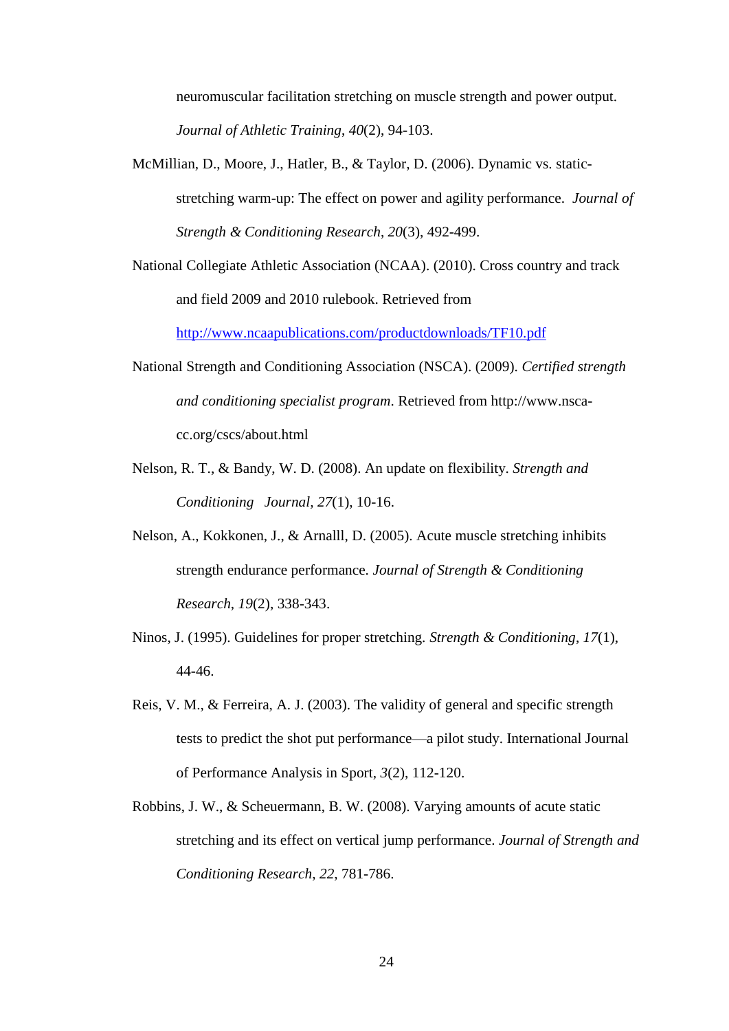neuromuscular facilitation stretching on muscle strength and power output. *Journal of Athletic Training*, *40*(2), 94-103.

McMillian, D., Moore, J., Hatler, B., & Taylor, D. (2006). Dynamic vs. static-stretching warm-up: The effect on power and agility performance. *Journal of Strength & Conditioning Research*, *20*(3), 492-499.

National Collegiate Athletic Association (NCAA). (2010). Cross country and track and field 2009 and 2010 rulebook. Retrieved from http://www.ncaapublications.com/productdownloads/TF10.pdf

National Strength and Conditioning Association (NSCA). (2009). *Certified strength and conditioning specialist program*. Retrieved from http://www.nsca-cc.org/cscs/about.html

Nelson, R. T., & Bandy, W. D. (2008). An update on flexibility. *Strength and Conditioning Journal*, *27*(1), 10-16.

Nelson, A., Kokkonen, J., & Arnalll, D. (2005). Acute muscle stretching inhibits strength endurance performance. *Journal of Strength & Conditioning Research*, *19*(2), 338-343.

Ninos, J. (1995). Guidelines for proper stretching. *Strength & Conditioning*, *17*(1), 44-46.

Reis, V. M., & Ferreira, A. J. (2003). The validity of general and specific strength tests to predict the shot put performance—a pilot study. International Journal of Performance Analysis in Sport, *3*(2), 112-120.

Robbins, J. W., & Scheuermann, B. W. (2008). Varying amounts of acute static stretching and its effect on vertical jump performance. *Journal of Strength and Conditioning Research*, *22*, 781-786.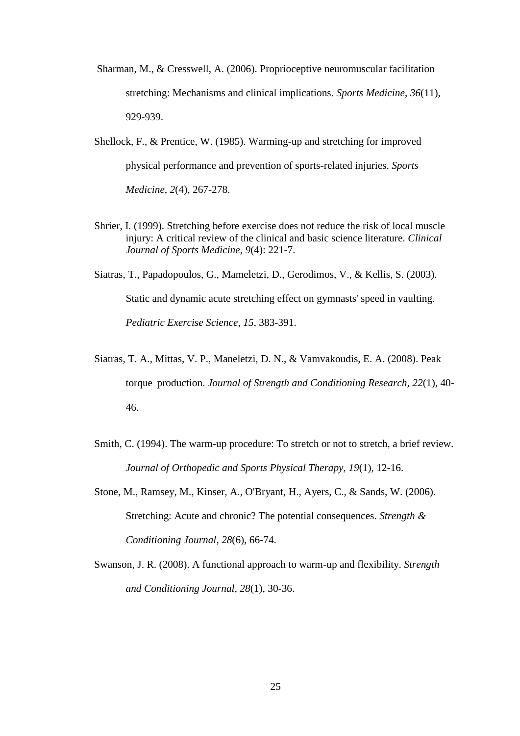Sharman, M., & Cresswell, A. (2006). Proprioceptive neuromuscular facilitation stretching: Mechanisms and clinical implications. *Sports Medicine*, *36*(11), 929-939.

Shellock, F., & Prentice, W. (1985). Warming-up and stretching for improved physical performance and prevention of sports-related injuries. *Sports Medicine*, *2*(4), 267-278.

Shrier, I. (1999). Stretching before exercise does not reduce the risk of local muscle injury: A critical review of the clinical and basic science literature. *Clinical Journal of Sports Medicine*, *9*(4): 221-7.

Siatras, T., Papadopoulos, G., Mameletzi, D., Gerodimos, V., & Kellis, S. (2003). Static and dynamic acute stretching effect on gymnasts' speed in vaulting. *Pediatric Exercise Science*, *15*, 383-391.

Siatras, T. A., Mittas, V. P., Maneletzi, D. N., & Vamvakoudis, E. A. (2008). Peak torque production. *Journal of Strength and Conditioning Research, 22*(1), 40-46.

Smith, C. (1994). The warm-up procedure: To stretch or not to stretch, a brief review. *Journal of Orthopedic and Sports Physical Therapy*, *19*(1), 12-16.

Stone, M., Ramsey, M., Kinser, A., O'Bryant, H., Ayers, C., & Sands, W. (2006). Stretching: Acute and chronic? The potential consequences. *Strength & Conditioning Journal*, *28*(6), 66-74.

Swanson, J. R. (2008). A functional approach to warm-up and flexibility. *Strength and Conditioning Journal, 28*(1), 30-36.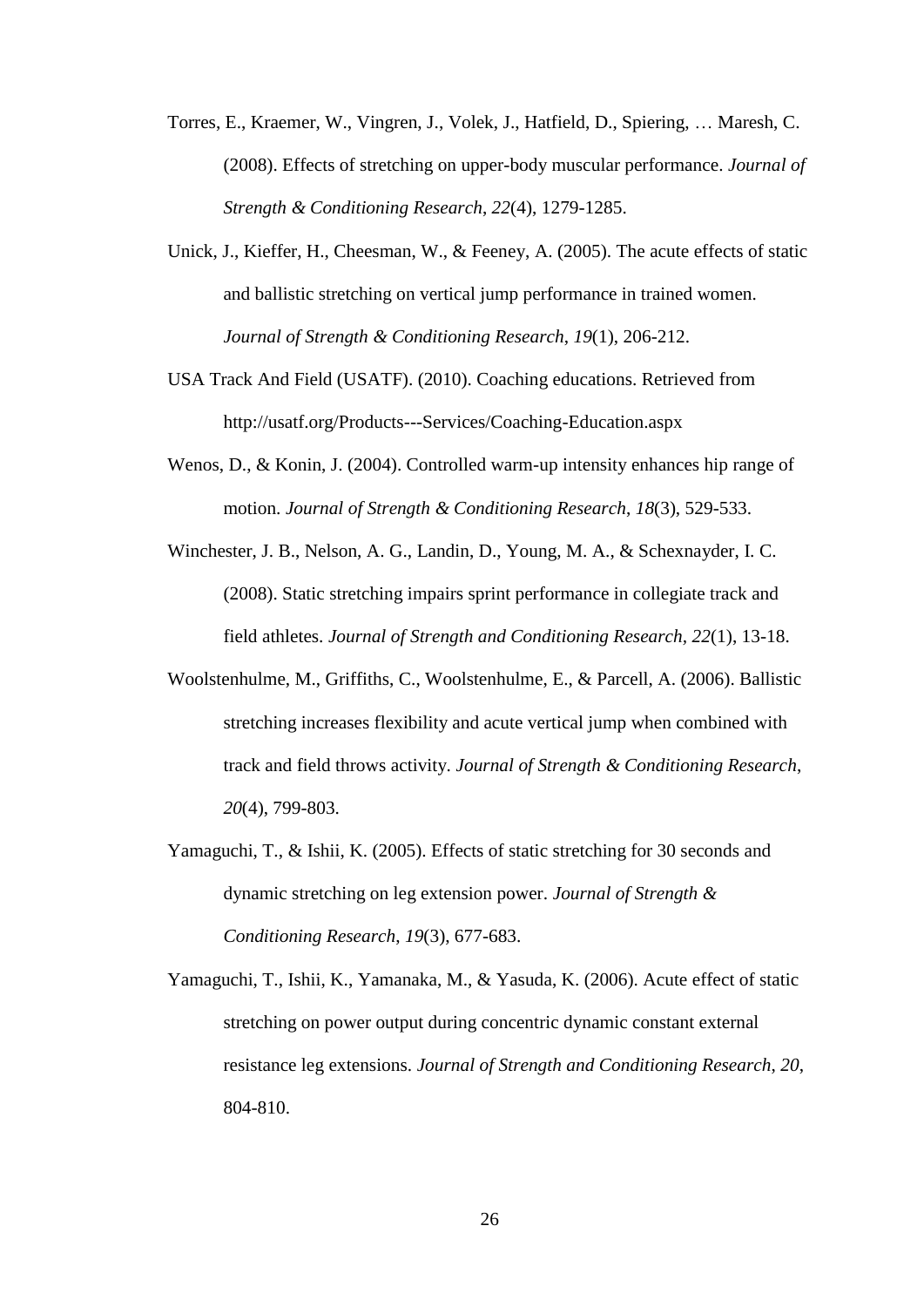Torres, E., Kraemer, W., Vingren, J., Volek, J., Hatfield, D., Spiering, … Maresh, C. (2008). Effects of stretching on upper-body muscular performance. *Journal of Strength & Conditioning Research*, *22*(4), 1279-1285.

Unick, J., Kieffer, H., Cheesman, W., & Feeney, A. (2005). The acute effects of static and ballistic stretching on vertical jump performance in trained women. *Journal of Strength & Conditioning Research*, *19*(1), 206-212.

USA Track And Field (USATF). (2010). Coaching educations. Retrieved from http://usatf.org/Products---Services/Coaching-Education.aspx

Wenos, D., & Konin, J. (2004). Controlled warm-up intensity enhances hip range of motion. *Journal of Strength & Conditioning Research*, *18*(3), 529-533.

Winchester, J. B., Nelson, A. G., Landin, D., Young, M. A., & Schexnayder, I. C. (2008). Static stretching impairs sprint performance in collegiate track and field athletes. *Journal of Strength and Conditioning Research, 22*(1), 13-18.

Woolstenhulme, M., Griffiths, C., Woolstenhulme, E., & Parcell, A. (2006). Ballistic stretching increases flexibility and acute vertical jump when combined with track and field throws activity. *Journal of Strength & Conditioning Research*, *20*(4), 799-803.

Yamaguchi, T., & Ishii, K. (2005). Effects of static stretching for 30 seconds and dynamic stretching on leg extension power. *Journal of Strength & Conditioning Research*, *19*(3), 677-683.

Yamaguchi, T., Ishii, K., Yamanaka, M., & Yasuda, K. (2006). Acute effect of static stretching on power output during concentric dynamic constant external resistance leg extensions. *Journal of Strength and Conditioning Research*, *20*, 804-810.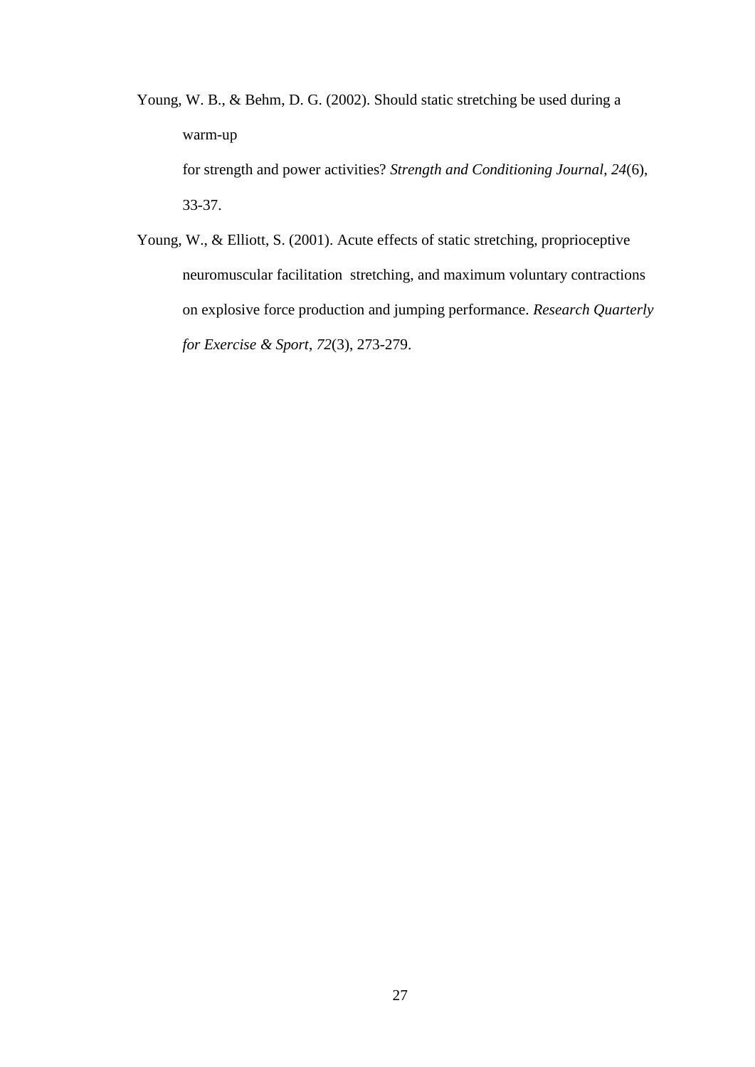Young, W. B., & Behm, D. G. (2002). Should static stretching be used during a warm-up for strength and power activities? *Strength and Conditioning Journal*, *24*(6), 33-37.

Young, W., & Elliott, S. (2001). Acute effects of static stretching, proprioceptive neuromuscular facilitation stretching, and maximum voluntary contractions on explosive force production and jumping performance. *Research Quarterly for Exercise & Sport*, *72*(3), 273-279.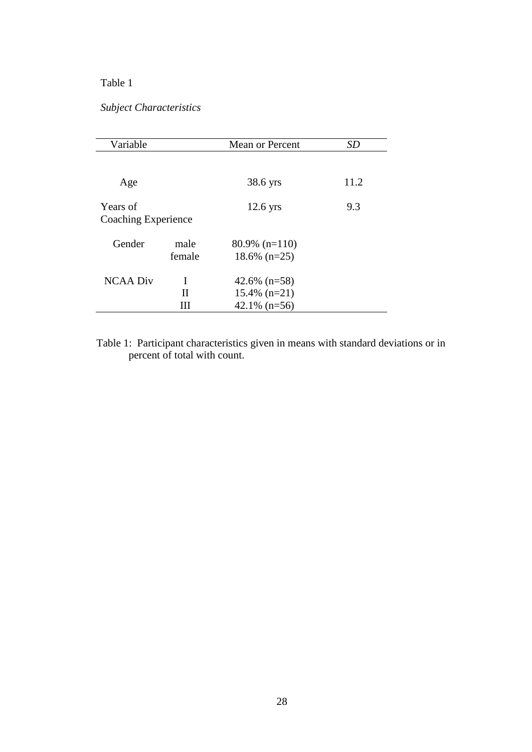Table 1

*Subject Characteristics*

| Variable | | Mean or Percent | *SD* |
|---|---|---|---|
| Age | | 38.6 yrs | 11.2 |
| Years of Coaching Experience | | 12.6 yrs | 9.3 |
| Gender | male | 80.9% (n=110) | |
| | female | 18.6% (n=25) | |
| NCAA Div | I | 42.6% (n=58) | |
| | II | 15.4% (n=21) | |
| | III | 42.1% (n=56) | |

Table 1: Participant characteristics given in means with standard deviations or in percent of total with count.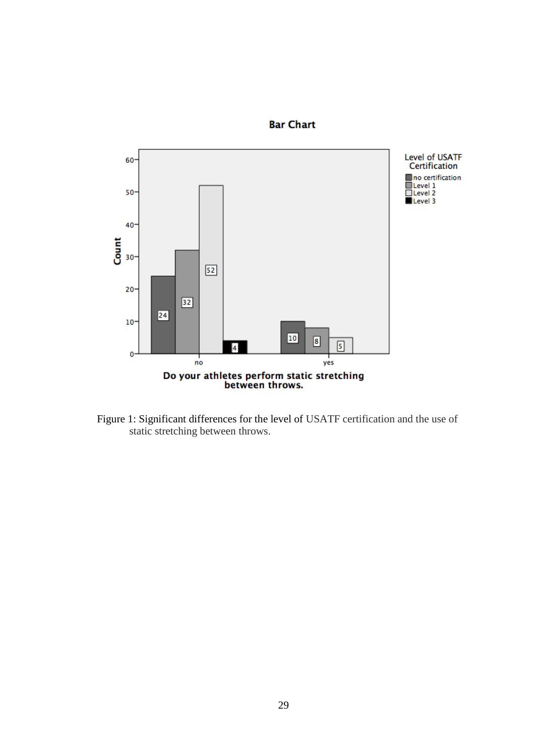Figure 1: Significant differences for the level of USATF certification and the use of static stretching between throws.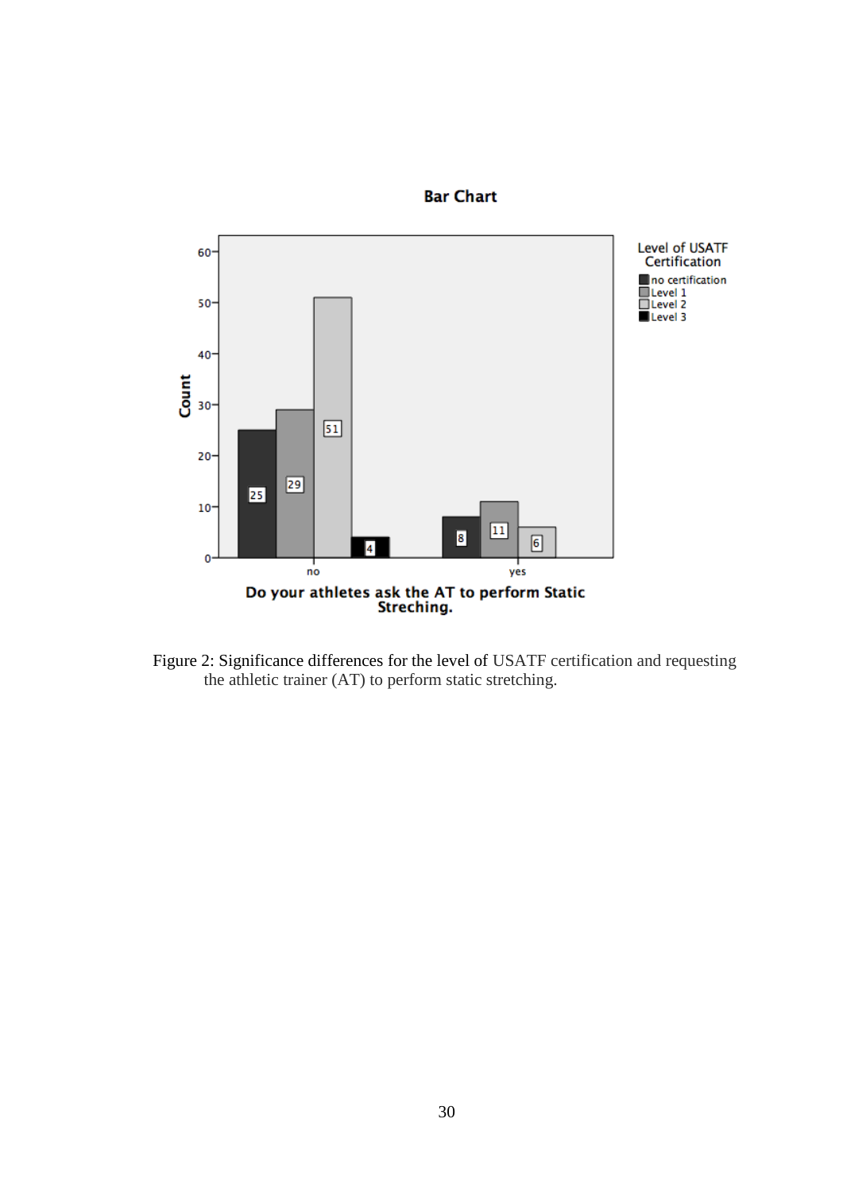Figure 2: Significance differences for the level of USATF certification and requesting the athletic trainer (AT) to perform static stretching.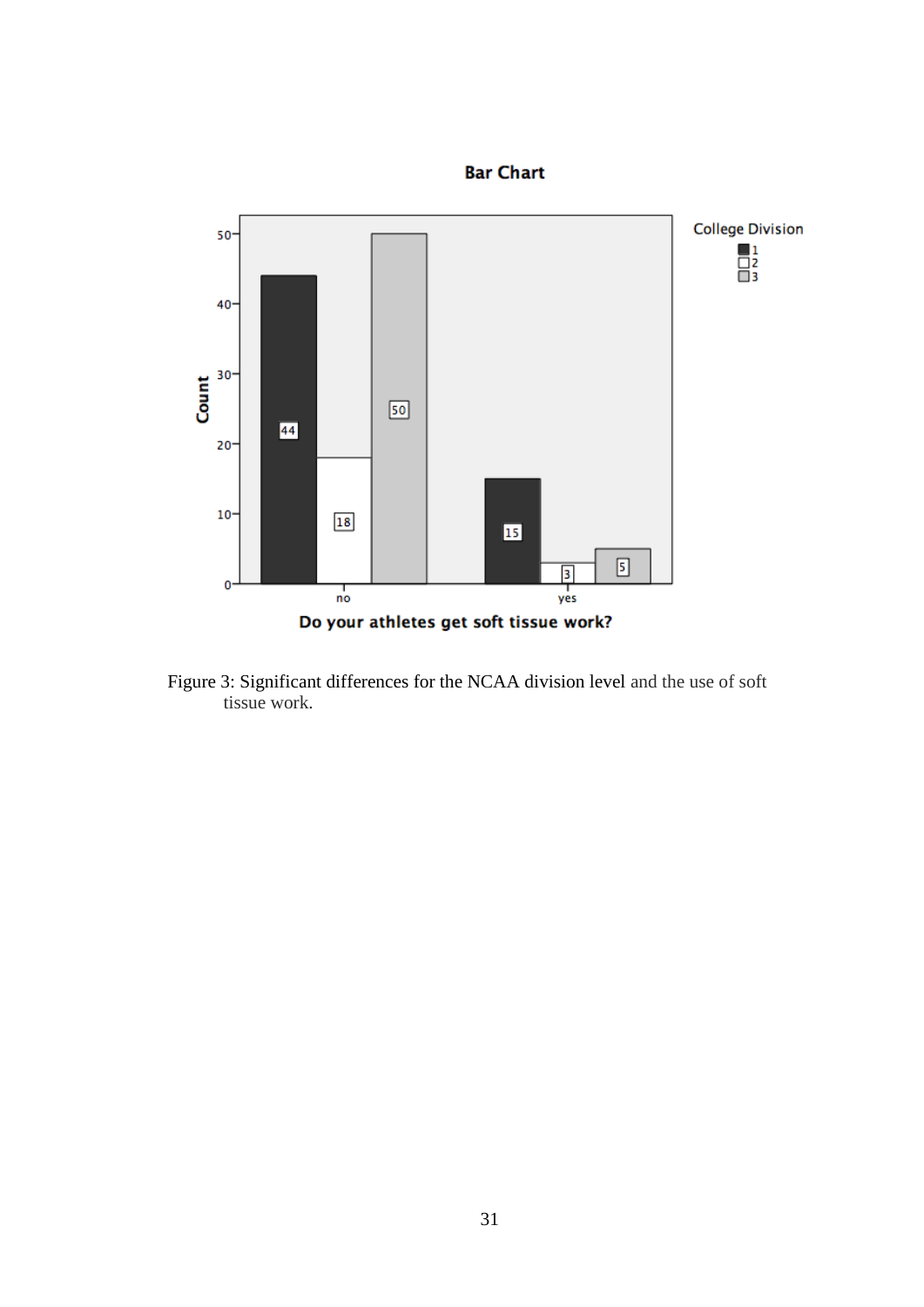Bar Chart

College Division
1
2
3

Count

50
40
30
20
10
0

44
18
50
15
3
5

no
yes

Do your athletes get soft tissue work?

Figure 3: Significant differences for the NCAA division level and the use of soft tissue work.